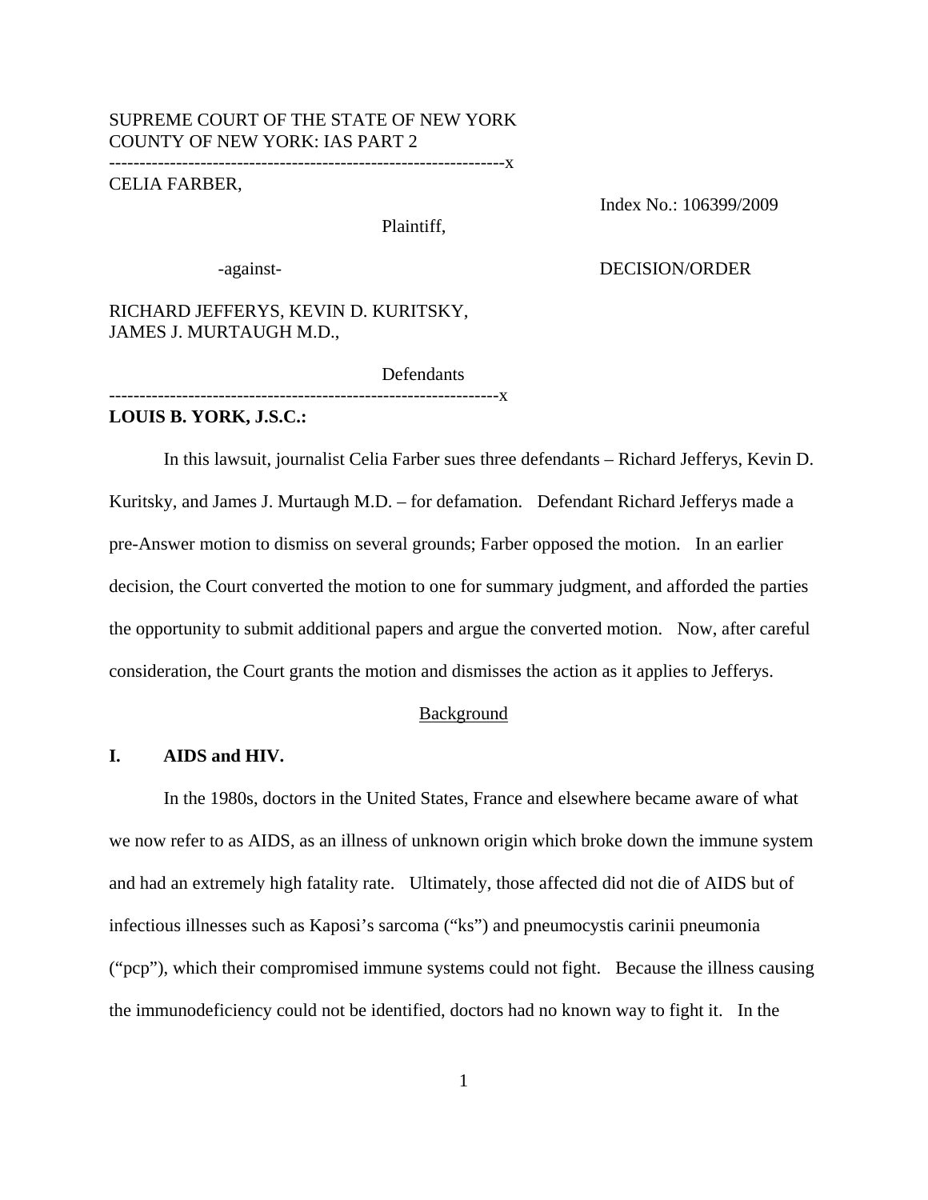SUPREME COURT OF THE STATE OF NEW YORK
COUNTY OF NEW YORK: IAS PART 2

---------------------------------------------------------------x

CELIA FARBER,

Plaintiff,

Index No.: 106399/2009

-against-

DECISION/ORDER

RICHARD JEFFERYS, KEVIN D. KURITSKY, JAMES J. MURTAUGH M.D.,

Defendants

---------------------------------------------------------------x

**LOUIS B. YORK, J.S.C.:**

In this lawsuit, journalist Celia Farber sues three defendants – Richard Jefferys, Kevin D. Kuritsky, and James J. Murtaugh M.D. – for defamation. Defendant Richard Jefferys made a pre-Answer motion to dismiss on several grounds; Farber opposed the motion. In an earlier decision, the Court converted the motion to one for summary judgment, and afforded the parties the opportunity to submit additional papers and argue the converted motion. Now, after careful consideration, the Court grants the motion and dismisses the action as it applies to Jefferys.

## Background

### I. AIDS and HIV.

In the 1980s, doctors in the United States, France and elsewhere became aware of what we now refer to as AIDS, as an illness of unknown origin which broke down the immune system and had an extremely high fatality rate. Ultimately, those affected did not die of AIDS but of infectious illnesses such as Kaposi's sarcoma ("ks") and pneumocystis carinii pneumonia ("pcp"), which their compromised immune systems could not fight. Because the illness causing the immunodeficiency could not be identified, doctors had no known way to fight it. In the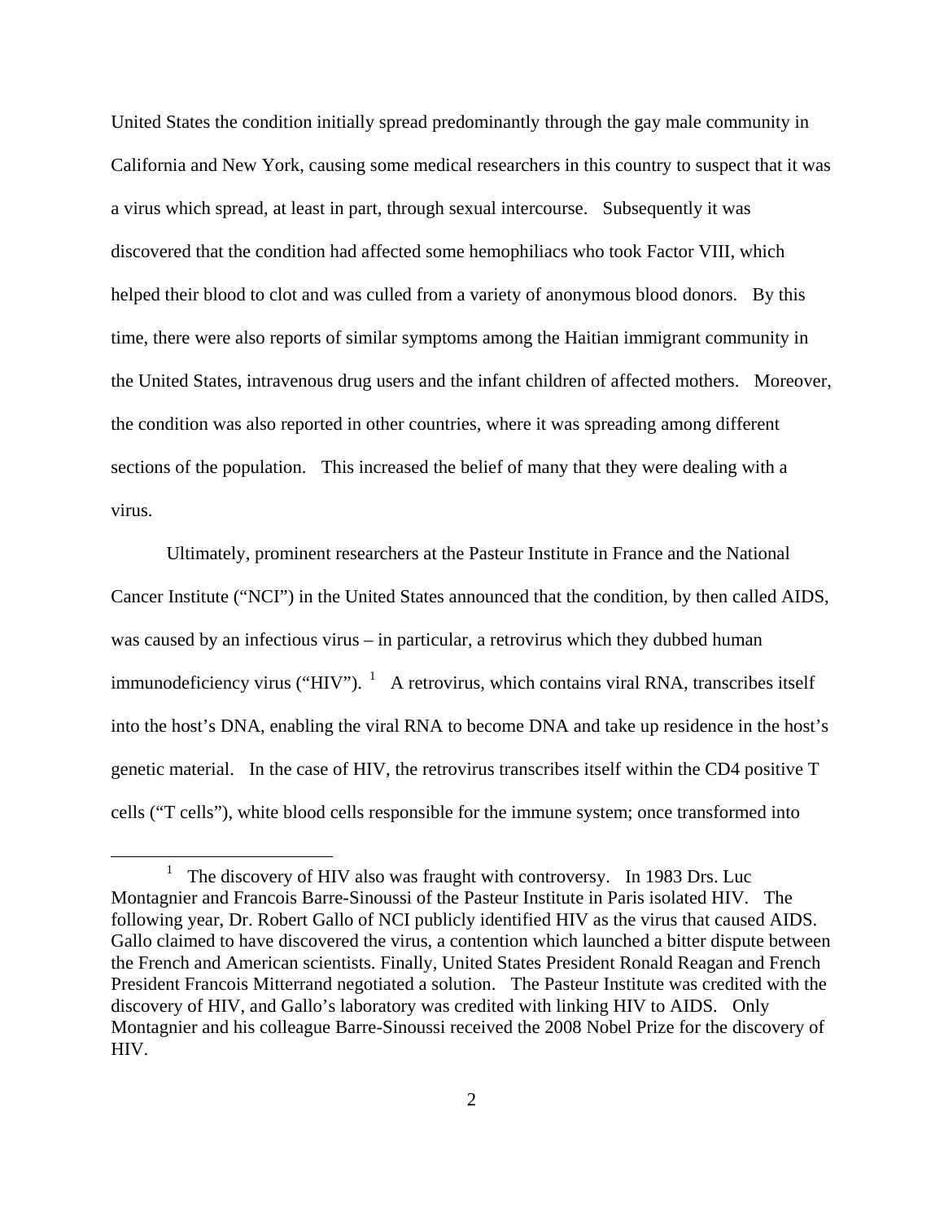United States the condition initially spread predominantly through the gay male community in California and New York, causing some medical researchers in this country to suspect that it was a virus which spread, at least in part, through sexual intercourse. Subsequently it was discovered that the condition had affected some hemophiliacs who took Factor VIII, which helped their blood to clot and was culled from a variety of anonymous blood donors. By this time, there were also reports of similar symptoms among the Haitian immigrant community in the United States, intravenous drug users and the infant children of affected mothers. Moreover, the condition was also reported in other countries, where it was spreading among different sections of the population. This increased the belief of many that they were dealing with a virus.

Ultimately, prominent researchers at the Pasteur Institute in France and the National Cancer Institute ("NCI") in the United States announced that the condition, by then called AIDS, was caused by an infectious virus – in particular, a retrovirus which they dubbed human immunodeficiency virus ("HIV").[1] A retrovirus, which contains viral RNA, transcribes itself into the host's DNA, enabling the viral RNA to become DNA and take up residence in the host's genetic material. In the case of HIV, the retrovirus transcribes itself within the CD4 positive T cells ("T cells"), white blood cells responsible for the immune system; once transformed into

---

[1] The discovery of HIV also was fraught with controversy. In 1983 Drs. Luc Montagnier and Francois Barre-Sinoussi of the Pasteur Institute in Paris isolated HIV. The following year, Dr. Robert Gallo of NCI publicly identified HIV as the virus that caused AIDS. Gallo claimed to have discovered the virus, a contention which launched a bitter dispute between the French and American scientists. Finally, United States President Ronald Reagan and French President Francois Mitterrand negotiated a solution. The Pasteur Institute was credited with the discovery of HIV, and Gallo's laboratory was credited with linking HIV to AIDS. Only Montagnier and his colleague Barre-Sinoussi received the 2008 Nobel Prize for the discovery of HIV.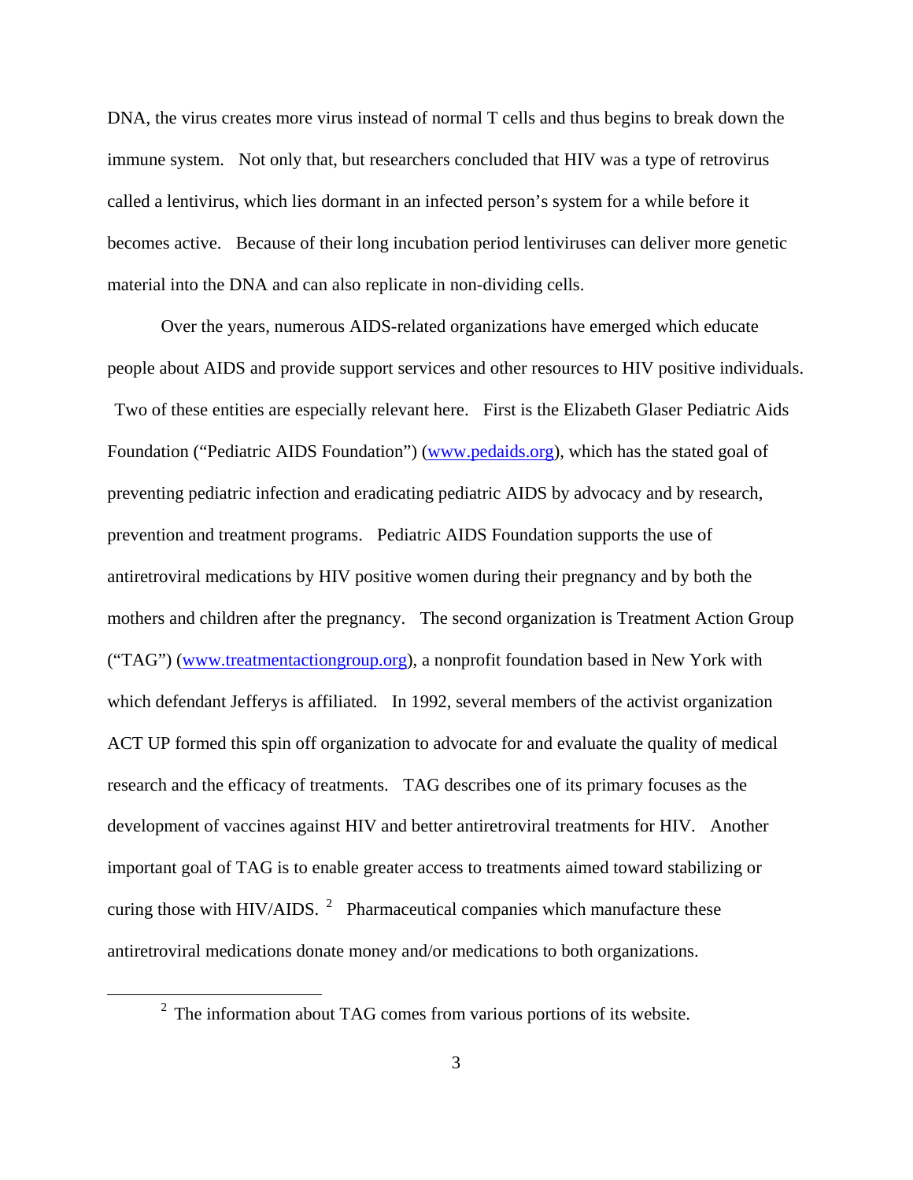DNA, the virus creates more virus instead of normal T cells and thus begins to break down the immune system. Not only that, but researchers concluded that HIV was a type of retrovirus called a lentivirus, which lies dormant in an infected person's system for a while before it becomes active. Because of their long incubation period lentiviruses can deliver more genetic material into the DNA and can also replicate in non-dividing cells.

Over the years, numerous AIDS-related organizations have emerged which educate people about AIDS and provide support services and other resources to HIV positive individuals. Two of these entities are especially relevant here. First is the Elizabeth Glaser Pediatric Aids Foundation ("Pediatric AIDS Foundation") (www.pedaids.org), which has the stated goal of preventing pediatric infection and eradicating pediatric AIDS by advocacy and by research, prevention and treatment programs. Pediatric AIDS Foundation supports the use of antiretroviral medications by HIV positive women during their pregnancy and by both the mothers and children after the pregnancy. The second organization is Treatment Action Group ("TAG") (www.treatmentactiongroup.org), a nonprofit foundation based in New York with which defendant Jefferys is affiliated. In 1992, several members of the activist organization ACT UP formed this spin off organization to advocate for and evaluate the quality of medical research and the efficacy of treatments. TAG describes one of its primary focuses as the development of vaccines against HIV and better antiretroviral treatments for HIV. Another important goal of TAG is to enable greater access to treatments aimed toward stabilizing or curing those with HIV/AIDS. [2] Pharmaceutical companies which manufacture these antiretroviral medications donate money and/or medications to both organizations.

[2] The information about TAG comes from various portions of its website.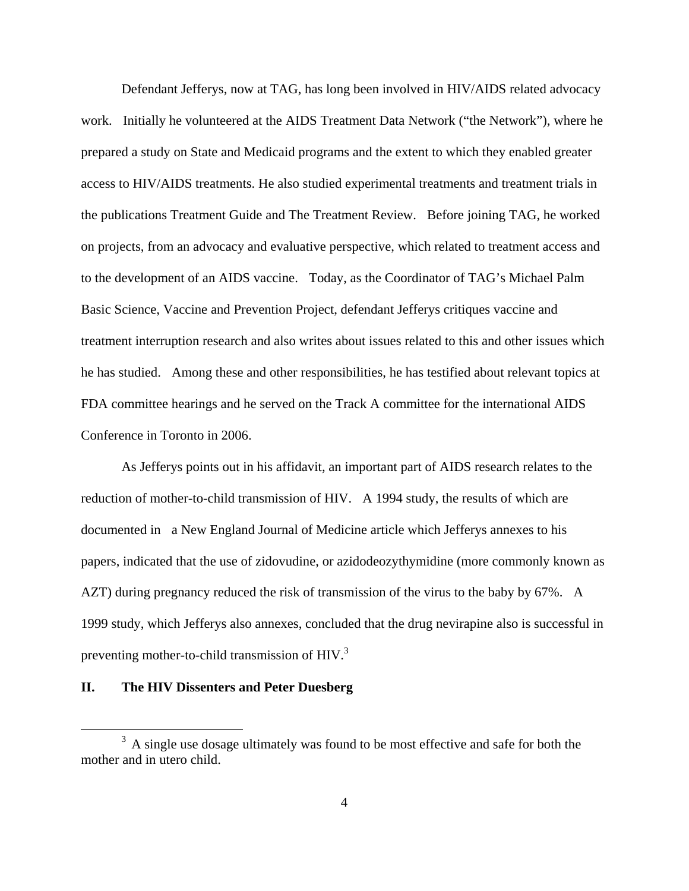Defendant Jefferys, now at TAG, has long been involved in HIV/AIDS related advocacy work. Initially he volunteered at the AIDS Treatment Data Network ("the Network"), where he prepared a study on State and Medicaid programs and the extent to which they enabled greater access to HIV/AIDS treatments. He also studied experimental treatments and treatment trials in the publications Treatment Guide and The Treatment Review. Before joining TAG, he worked on projects, from an advocacy and evaluative perspective, which related to treatment access and to the development of an AIDS vaccine. Today, as the Coordinator of TAG's Michael Palm Basic Science, Vaccine and Prevention Project, defendant Jefferys critiques vaccine and treatment interruption research and also writes about issues related to this and other issues which he has studied. Among these and other responsibilities, he has testified about relevant topics at FDA committee hearings and he served on the Track A committee for the international AIDS Conference in Toronto in 2006.

As Jefferys points out in his affidavit, an important part of AIDS research relates to the reduction of mother-to-child transmission of HIV. A 1994 study, the results of which are documented in a New England Journal of Medicine article which Jefferys annexes to his papers, indicated that the use of zidovudine, or azidodeozythymidine (more commonly known as AZT) during pregnancy reduced the risk of transmission of the virus to the baby by 67%. A 1999 study, which Jefferys also annexes, concluded that the drug nevirapine also is successful in preventing mother-to-child transmission of HIV.[3]

## II. The HIV Dissenters and Peter Duesberg

[3] A single use dosage ultimately was found to be most effective and safe for both the mother and in utero child.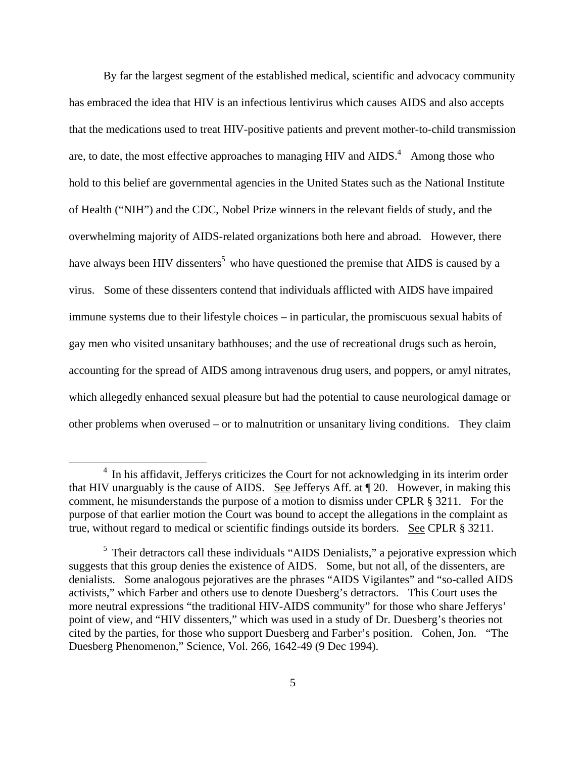By far the largest segment of the established medical, scientific and advocacy community has embraced the idea that HIV is an infectious lentivirus which causes AIDS and also accepts that the medications used to treat HIV-positive patients and prevent mother-to-child transmission are, to date, the most effective approaches to managing HIV and AIDS.[4] Among those who hold to this belief are governmental agencies in the United States such as the National Institute of Health ("NIH") and the CDC, Nobel Prize winners in the relevant fields of study, and the overwhelming majority of AIDS-related organizations both here and abroad. However, there have always been HIV dissenters[5] who have questioned the premise that AIDS is caused by a virus. Some of these dissenters contend that individuals afflicted with AIDS have impaired immune systems due to their lifestyle choices – in particular, the promiscuous sexual habits of gay men who visited unsanitary bathhouses; and the use of recreational drugs such as heroin, accounting for the spread of AIDS among intravenous drug users, and poppers, or amyl nitrates, which allegedly enhanced sexual pleasure but had the potential to cause neurological damage or other problems when overused – or to malnutrition or unsanitary living conditions. They claim

[4] In his affidavit, Jefferys criticizes the Court for not acknowledging in its interim order that HIV unarguably is the cause of AIDS. See Jefferys Aff. at ¶ 20. However, in making this comment, he misunderstands the purpose of a motion to dismiss under CPLR § 3211. For the purpose of that earlier motion the Court was bound to accept the allegations in the complaint as true, without regard to medical or scientific findings outside its borders. See CPLR § 3211.

[5] Their detractors call these individuals "AIDS Denialists," a pejorative expression which suggests that this group denies the existence of AIDS. Some, but not all, of the dissenters, are denialists. Some analogous pejoratives are the phrases "AIDS Vigilantes" and "so-called AIDS activists," which Farber and others use to denote Duesberg's detractors. This Court uses the more neutral expressions "the traditional HIV-AIDS community" for those who share Jefferys' point of view, and "HIV dissenters," which was used in a study of Dr. Duesberg's theories not cited by the parties, for those who support Duesberg and Farber's position. Cohen, Jon. "The Duesberg Phenomenon," Science, Vol. 266, 1642-49 (9 Dec 1994).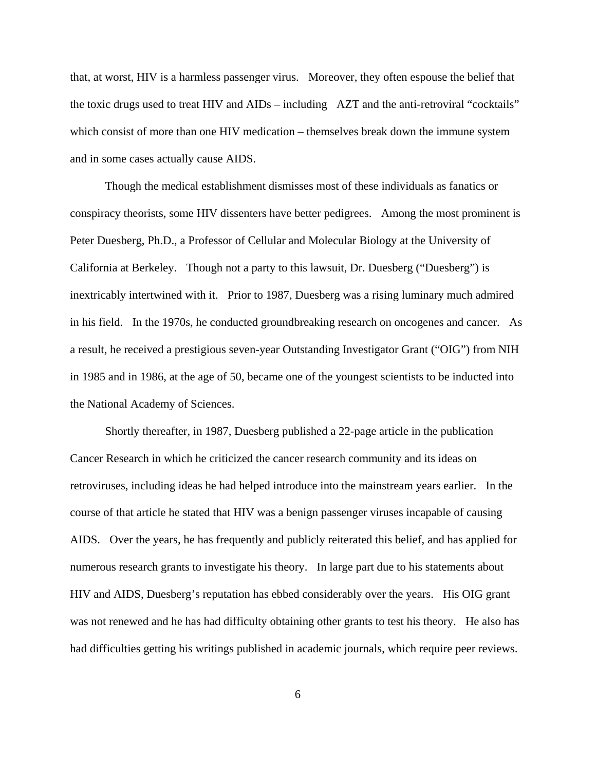that, at worst, HIV is a harmless passenger virus. Moreover, they often espouse the belief that the toxic drugs used to treat HIV and AIDs – including AZT and the anti-retroviral "cocktails" which consist of more than one HIV medication – themselves break down the immune system and in some cases actually cause AIDS.

Though the medical establishment dismisses most of these individuals as fanatics or conspiracy theorists, some HIV dissenters have better pedigrees. Among the most prominent is Peter Duesberg, Ph.D., a Professor of Cellular and Molecular Biology at the University of California at Berkeley. Though not a party to this lawsuit, Dr. Duesberg ("Duesberg") is inextricably intertwined with it. Prior to 1987, Duesberg was a rising luminary much admired in his field. In the 1970s, he conducted groundbreaking research on oncogenes and cancer. As a result, he received a prestigious seven-year Outstanding Investigator Grant ("OIG") from NIH in 1985 and in 1986, at the age of 50, became one of the youngest scientists to be inducted into the National Academy of Sciences.

Shortly thereafter, in 1987, Duesberg published a 22-page article in the publication Cancer Research in which he criticized the cancer research community and its ideas on retroviruses, including ideas he had helped introduce into the mainstream years earlier. In the course of that article he stated that HIV was a benign passenger viruses incapable of causing AIDS. Over the years, he has frequently and publicly reiterated this belief, and has applied for numerous research grants to investigate his theory. In large part due to his statements about HIV and AIDS, Duesberg's reputation has ebbed considerably over the years. His OIG grant was not renewed and he has had difficulty obtaining other grants to test his theory. He also has had difficulties getting his writings published in academic journals, which require peer reviews.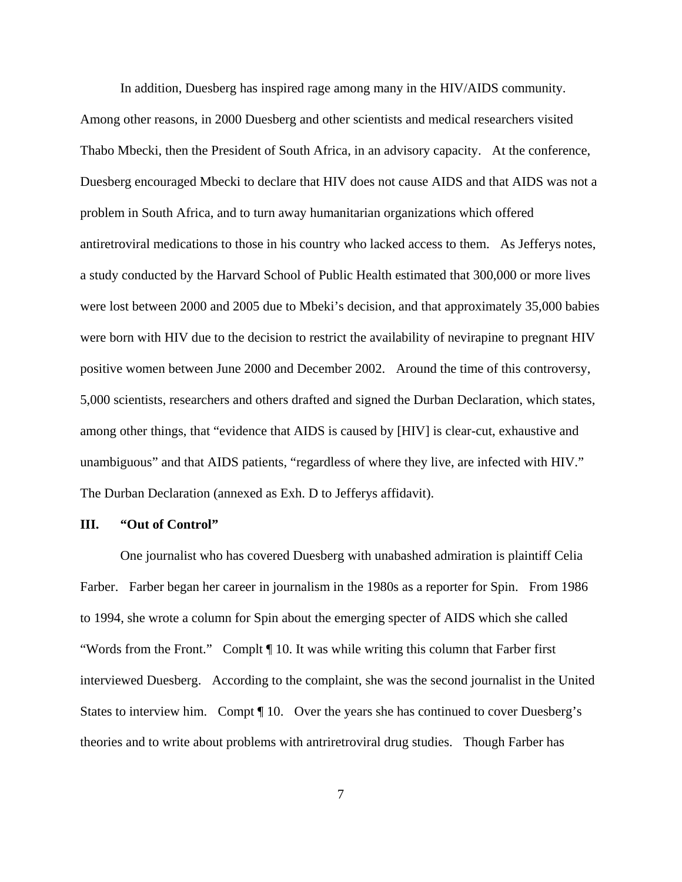In addition, Duesberg has inspired rage among many in the HIV/AIDS community. Among other reasons, in 2000 Duesberg and other scientists and medical researchers visited Thabo Mbecki, then the President of South Africa, in an advisory capacity. At the conference, Duesberg encouraged Mbecki to declare that HIV does not cause AIDS and that AIDS was not a problem in South Africa, and to turn away humanitarian organizations which offered antiretroviral medications to those in his country who lacked access to them. As Jefferys notes, a study conducted by the Harvard School of Public Health estimated that 300,000 or more lives were lost between 2000 and 2005 due to Mbeki's decision, and that approximately 35,000 babies were born with HIV due to the decision to restrict the availability of nevirapine to pregnant HIV positive women between June 2000 and December 2002. Around the time of this controversy, 5,000 scientists, researchers and others drafted and signed the Durban Declaration, which states, among other things, that "evidence that AIDS is caused by [HIV] is clear-cut, exhaustive and unambiguous" and that AIDS patients, "regardless of where they live, are infected with HIV." The Durban Declaration (annexed as Exh. D to Jefferys affidavit).

## III. "Out of Control"

One journalist who has covered Duesberg with unabashed admiration is plaintiff Celia Farber. Farber began her career in journalism in the 1980s as a reporter for Spin. From 1986 to 1994, she wrote a column for Spin about the emerging specter of AIDS which she called "Words from the Front." Complt ¶ 10. It was while writing this column that Farber first interviewed Duesberg. According to the complaint, she was the second journalist in the United States to interview him. Compt ¶ 10. Over the years she has continued to cover Duesberg's theories and to write about problems with antriretroviral drug studies. Though Farber has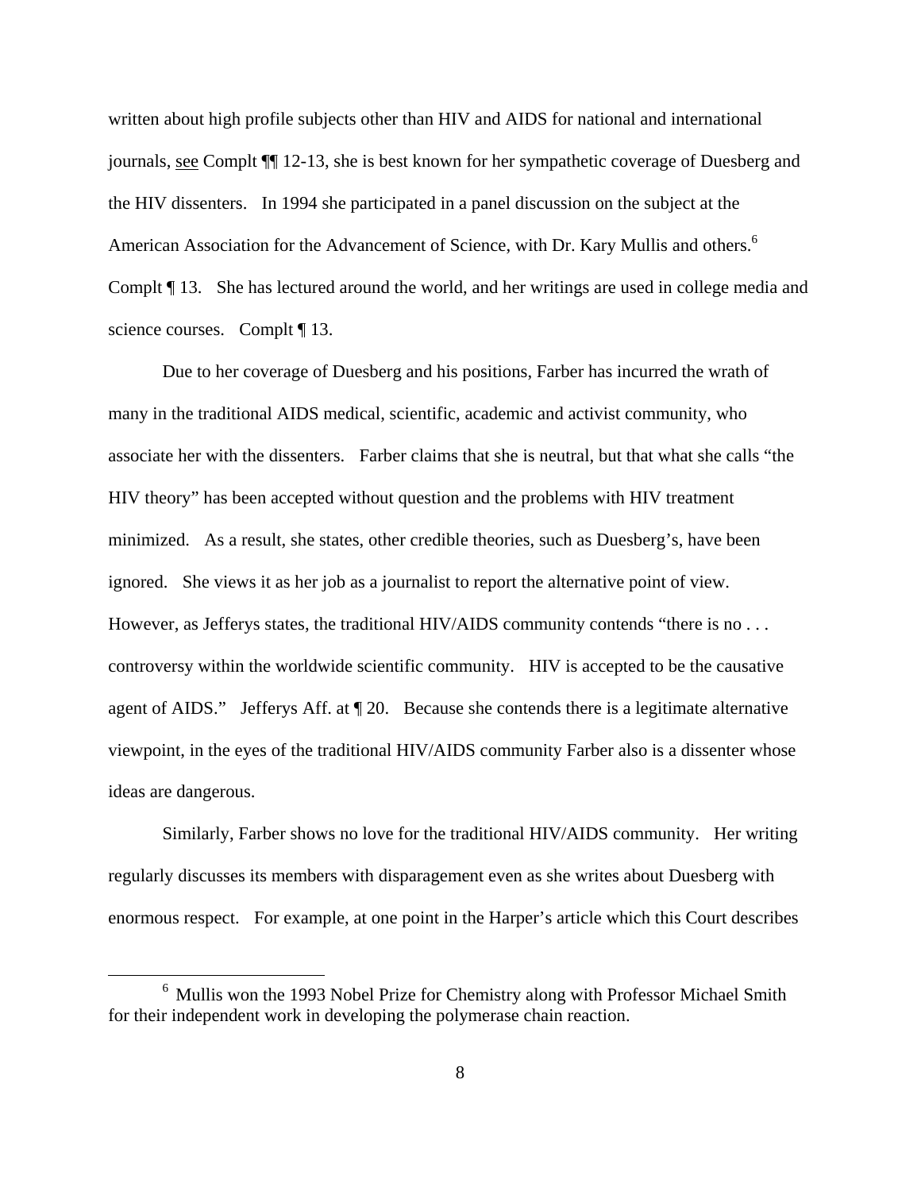written about high profile subjects other than HIV and AIDS for national and international journals, see Complt ¶¶ 12-13, she is best known for her sympathetic coverage of Duesberg and the HIV dissenters. In 1994 she participated in a panel discussion on the subject at the American Association for the Advancement of Science, with Dr. Kary Mullis and others.[6] Complt ¶ 13. She has lectured around the world, and her writings are used in college media and science courses. Complt ¶ 13.

Due to her coverage of Duesberg and his positions, Farber has incurred the wrath of many in the traditional AIDS medical, scientific, academic and activist community, who associate her with the dissenters. Farber claims that she is neutral, but that what she calls "the HIV theory" has been accepted without question and the problems with HIV treatment minimized. As a result, she states, other credible theories, such as Duesberg's, have been ignored. She views it as her job as a journalist to report the alternative point of view. However, as Jefferys states, the traditional HIV/AIDS community contends "there is no . . . controversy within the worldwide scientific community. HIV is accepted to be the causative agent of AIDS." Jefferys Aff. at ¶ 20. Because she contends there is a legitimate alternative viewpoint, in the eyes of the traditional HIV/AIDS community Farber also is a dissenter whose ideas are dangerous.

Similarly, Farber shows no love for the traditional HIV/AIDS community. Her writing regularly discusses its members with disparagement even as she writes about Duesberg with enormous respect. For example, at one point in the Harper's article which this Court describes

[6] Mullis won the 1993 Nobel Prize for Chemistry along with Professor Michael Smith for their independent work in developing the polymerase chain reaction.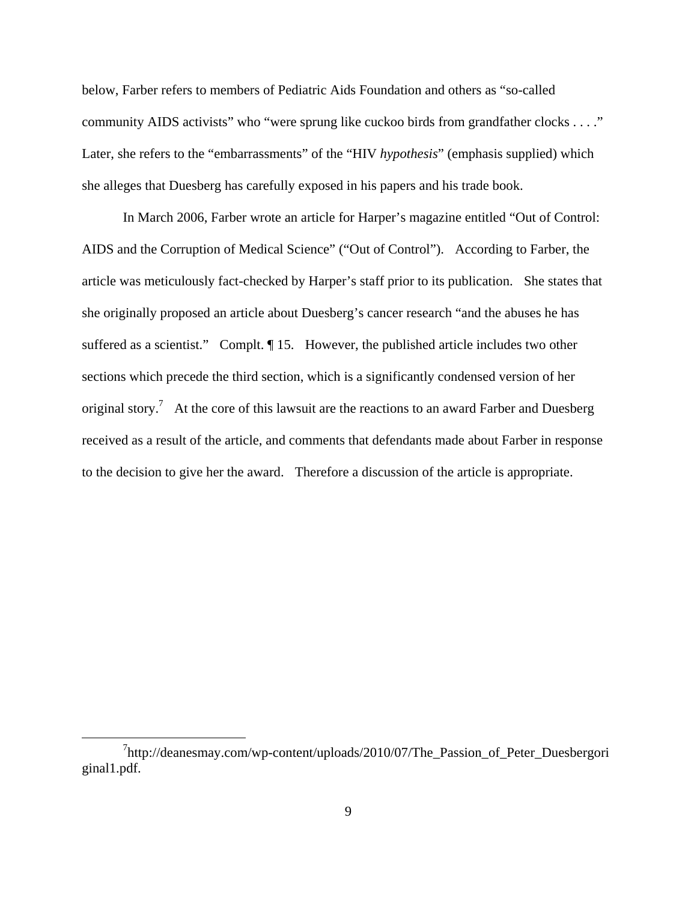below, Farber refers to members of Pediatric Aids Foundation and others as "so-called community AIDS activists" who "were sprung like cuckoo birds from grandfather clocks . . . ." Later, she refers to the "embarrassments" of the "HIV *hypothesis*" (emphasis supplied) which she alleges that Duesberg has carefully exposed in his papers and his trade book.

In March 2006, Farber wrote an article for Harper's magazine entitled "Out of Control: AIDS and the Corruption of Medical Science" ("Out of Control"). According to Farber, the article was meticulously fact-checked by Harper's staff prior to its publication. She states that she originally proposed an article about Duesberg's cancer research "and the abuses he has suffered as a scientist." Compl. ¶ 15. However, the published article includes two other sections which precede the third section, which is a significantly condensed version of her original story.[7] At the core of this lawsuit are the reactions to an award Farber and Duesberg received as a result of the article, and comments that defendants made about Farber in response to the decision to give her the award. Therefore a discussion of the article is appropriate.

---

[7] http://deanesmay.com/wp-content/uploads/2010/07/The_Passion_of_Peter_Duesbergoriginal1.pdf.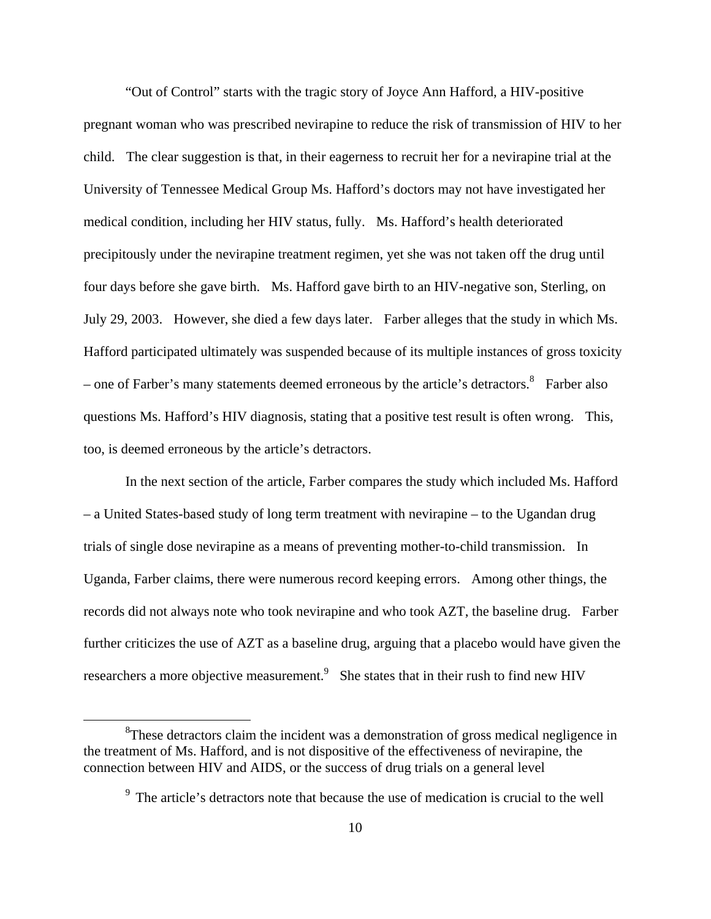"Out of Control" starts with the tragic story of Joyce Ann Hafford, a HIV-positive pregnant woman who was prescribed nevirapine to reduce the risk of transmission of HIV to her child. The clear suggestion is that, in their eagerness to recruit her for a nevirapine trial at the University of Tennessee Medical Group Ms. Hafford's doctors may not have investigated her medical condition, including her HIV status, fully. Ms. Hafford's health deteriorated precipitously under the nevirapine treatment regimen, yet she was not taken off the drug until four days before she gave birth. Ms. Hafford gave birth to an HIV-negative son, Sterling, on July 29, 2003. However, she died a few days later. Farber alleges that the study in which Ms. Hafford participated ultimately was suspended because of its multiple instances of gross toxicity – one of Farber's many statements deemed erroneous by the article's detractors.[8] Farber also questions Ms. Hafford's HIV diagnosis, stating that a positive test result is often wrong. This, too, is deemed erroneous by the article's detractors.

In the next section of the article, Farber compares the study which included Ms. Hafford – a United States-based study of long term treatment with nevirapine – to the Ugandan drug trials of single dose nevirapine as a means of preventing mother-to-child transmission. In Uganda, Farber claims, there were numerous record keeping errors. Among other things, the records did not always note who took nevirapine and who took AZT, the baseline drug. Farber further criticizes the use of AZT as a baseline drug, arguing that a placebo would have given the researchers a more objective measurement.[9] She states that in their rush to find new HIV

---

[8] These detractors claim the incident was a demonstration of gross medical negligence in the treatment of Ms. Hafford, and is not dispositive of the effectiveness of nevirapine, the connection between HIV and AIDS, or the success of drug trials on a general level

[9] The article's detractors note that because the use of medication is crucial to the well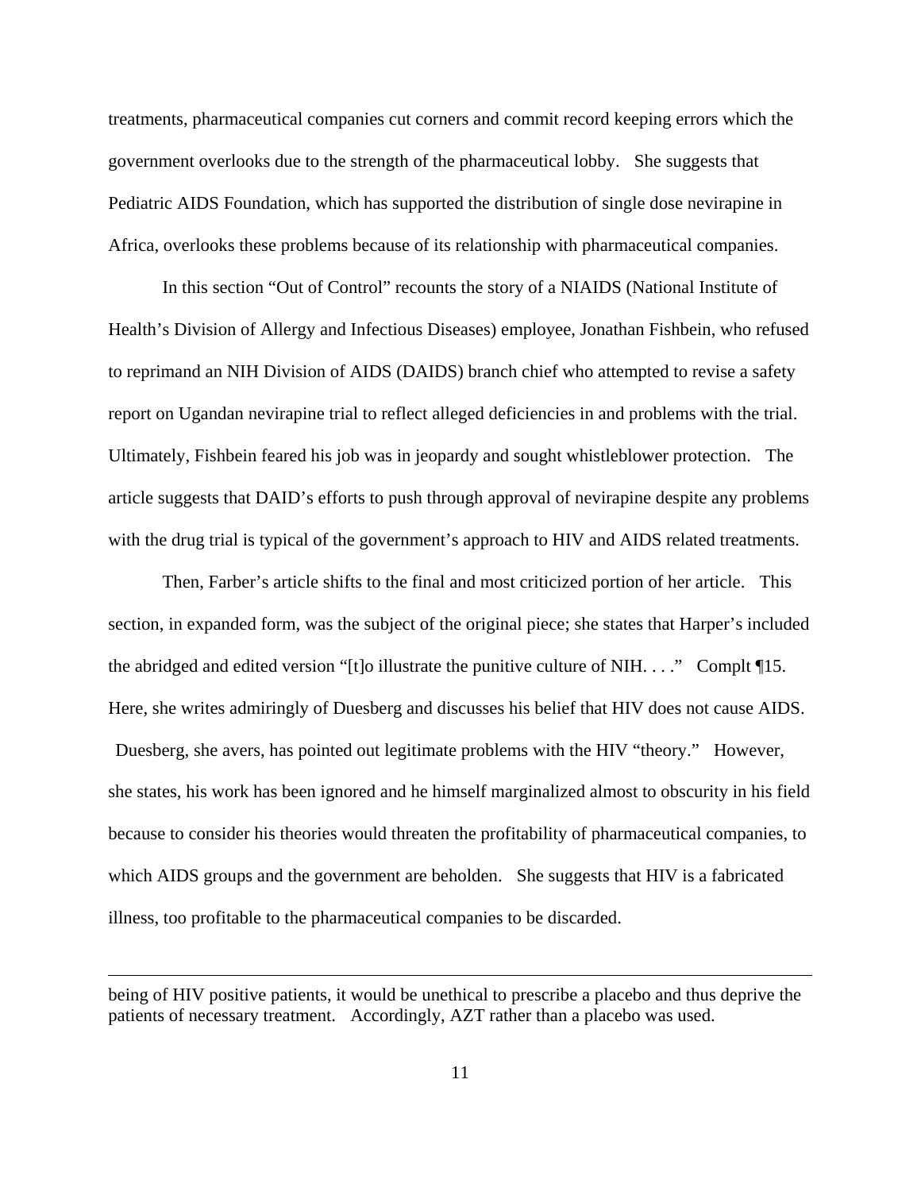treatments, pharmaceutical companies cut corners and commit record keeping errors which the government overlooks due to the strength of the pharmaceutical lobby. She suggests that Pediatric AIDS Foundation, which has supported the distribution of single dose nevirapine in Africa, overlooks these problems because of its relationship with pharmaceutical companies.

In this section "Out of Control" recounts the story of a NIAIDS (National Institute of Health's Division of Allergy and Infectious Diseases) employee, Jonathan Fishbein, who refused to reprimand an NIH Division of AIDS (DAIDS) branch chief who attempted to revise a safety report on Ugandan nevirapine trial to reflect alleged deficiencies in and problems with the trial. Ultimately, Fishbein feared his job was in jeopardy and sought whistleblower protection. The article suggests that DAID's efforts to push through approval of nevirapine despite any problems with the drug trial is typical of the government's approach to HIV and AIDS related treatments.

Then, Farber's article shifts to the final and most criticized portion of her article. This section, in expanded form, was the subject of the original piece; she states that Harper's included the abridged and edited version "[t]o illustrate the punitive culture of NIH. . . ." Complt ¶15. Here, she writes admiringly of Duesberg and discusses his belief that HIV does not cause AIDS. Duesberg, she avers, has pointed out legitimate problems with the HIV "theory." However, she states, his work has been ignored and he himself marginalized almost to obscurity in his field because to consider his theories would threaten the profitability of pharmaceutical companies, to which AIDS groups and the government are beholden. She suggests that HIV is a fabricated illness, too profitable to the pharmaceutical companies to be discarded.

---

being of HIV positive patients, it would be unethical to prescribe a placebo and thus deprive the patients of necessary treatment. Accordingly, AZT rather than a placebo was used.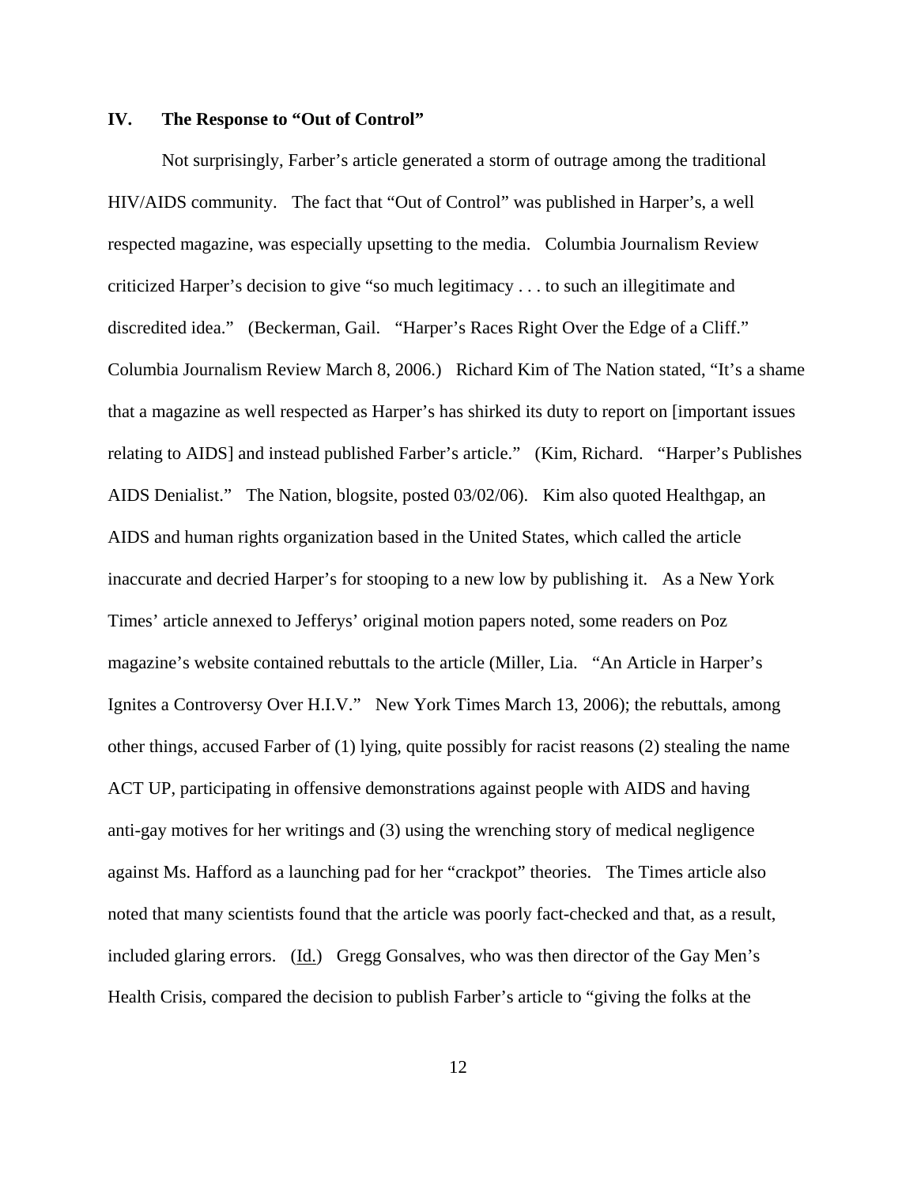## IV. The Response to "Out of Control"

Not surprisingly, Farber's article generated a storm of outrage among the traditional HIV/AIDS community. The fact that "Out of Control" was published in Harper's, a well respected magazine, was especially upsetting to the media. Columbia Journalism Review criticized Harper's decision to give "so much legitimacy . . . to such an illegitimate and discredited idea." (Beckerman, Gail. "Harper's Races Right Over the Edge of a Cliff." Columbia Journalism Review March 8, 2006.) Richard Kim of The Nation stated, "It's a shame that a magazine as well respected as Harper's has shirked its duty to report on [important issues relating to AIDS] and instead published Farber's article." (Kim, Richard. "Harper's Publishes AIDS Denialist." The Nation, blogsite, posted 03/02/06). Kim also quoted Healthgap, an AIDS and human rights organization based in the United States, which called the article inaccurate and decried Harper's for stooping to a new low by publishing it. As a New York Times' article annexed to Jefferys' original motion papers noted, some readers on Poz magazine's website contained rebuttals to the article (Miller, Lia. "An Article in Harper's Ignites a Controversy Over H.I.V." New York Times March 13, 2006); the rebuttals, among other things, accused Farber of (1) lying, quite possibly for racist reasons (2) stealing the name ACT UP, participating in offensive demonstrations against people with AIDS and having anti-gay motives for her writings and (3) using the wrenching story of medical negligence against Ms. Hafford as a launching pad for her "crackpot" theories. The Times article also noted that many scientists found that the article was poorly fact-checked and that, as a result, included glaring errors. (<u>Id.</u>) Gregg Gonsalves, who was then director of the Gay Men's Health Crisis, compared the decision to publish Farber's article to "giving the folks at the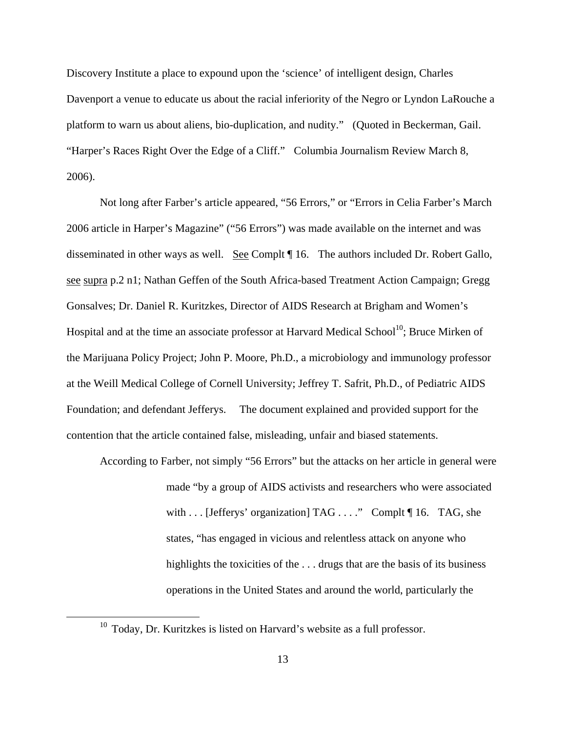Discovery Institute a place to expound upon the 'science' of intelligent design, Charles Davenport a venue to educate us about the racial inferiority of the Negro or Lyndon LaRouche a platform to warn us about aliens, bio-duplication, and nudity." (Quoted in Beckerman, Gail. "Harper's Races Right Over the Edge of a Cliff." Columbia Journalism Review March 8, 2006).

Not long after Farber's article appeared, "56 Errors," or "Errors in Celia Farber's March 2006 article in Harper's Magazine" ("56 Errors") was made available on the internet and was disseminated in other ways as well. <u>See</u> Complt ¶ 16. The authors included Dr. Robert Gallo, <u>see</u> <u>supra</u> p.2 n1; Nathan Geffen of the South Africa-based Treatment Action Campaign; Gregg Gonsalves; Dr. Daniel R. Kuritzkes, Director of AIDS Research at Brigham and Women's Hospital and at the time an associate professor at Harvard Medical School[10]; Bruce Mirken of the Marijuana Policy Project; John P. Moore, Ph.D., a microbiology and immunology professor at the Weill Medical College of Cornell University; Jeffrey T. Safrit, Ph.D., of Pediatric AIDS Foundation; and defendant Jefferys. The document explained and provided support for the contention that the article contained false, misleading, unfair and biased statements.

According to Farber, not simply "56 Errors" but the attacks on her article in general were

> made "by a group of AIDS activists and researchers who were associated with . . . [Jefferys' organization] TAG . . . ." Complt ¶ 16. TAG, she states, "has engaged in vicious and relentless attack on anyone who highlights the toxicities of the . . . drugs that are the basis of its business operations in the United States and around the world, particularly the

[10] Today, Dr. Kuritzkes is listed on Harvard's website as a full professor.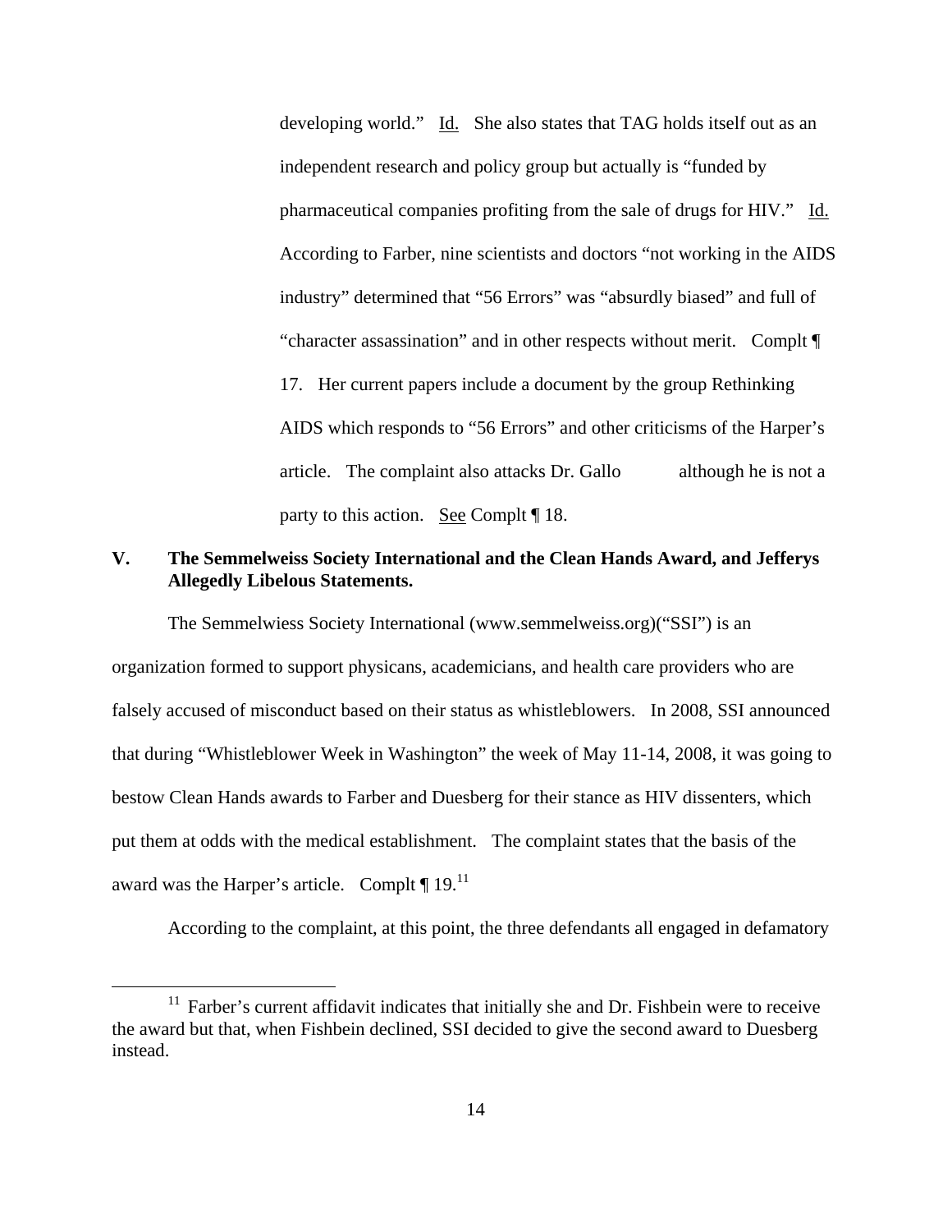developing world." Id. She also states that TAG holds itself out as an independent research and policy group but actually is "funded by pharmaceutical companies profiting from the sale of drugs for HIV." Id. According to Farber, nine scientists and doctors "not working in the AIDS industry" determined that "56 Errors" was "absurdly biased" and full of "character assassination" and in other respects without merit. Complt ¶ 17. Her current papers include a document by the group Rethinking AIDS which responds to "56 Errors" and other criticisms of the Harper's article. The complaint also attacks Dr. Gallo although he is not a party to this action. See Complt ¶ 18.

## V. The Semmelweiss Society International and the Clean Hands Award, and Jefferys Allegedly Libelous Statements.

The Semmelwiess Society International (www.semmelweiss.org)("SSI") is an organization formed to support physicans, academicians, and health care providers who are falsely accused of misconduct based on their status as whistleblowers. In 2008, SSI announced that during "Whistleblower Week in Washington" the week of May 11-14, 2008, it was going to bestow Clean Hands awards to Farber and Duesberg for their stance as HIV dissenters, which put them at odds with the medical establishment. The complaint states that the basis of the award was the Harper's article. Complt ¶ 19.[11]

According to the complaint, at this point, the three defendants all engaged in defamatory

[11] Farber's current affidavit indicates that initially she and Dr. Fishbein were to receive the award but that, when Fishbein declined, SSI decided to give the second award to Duesberg instead.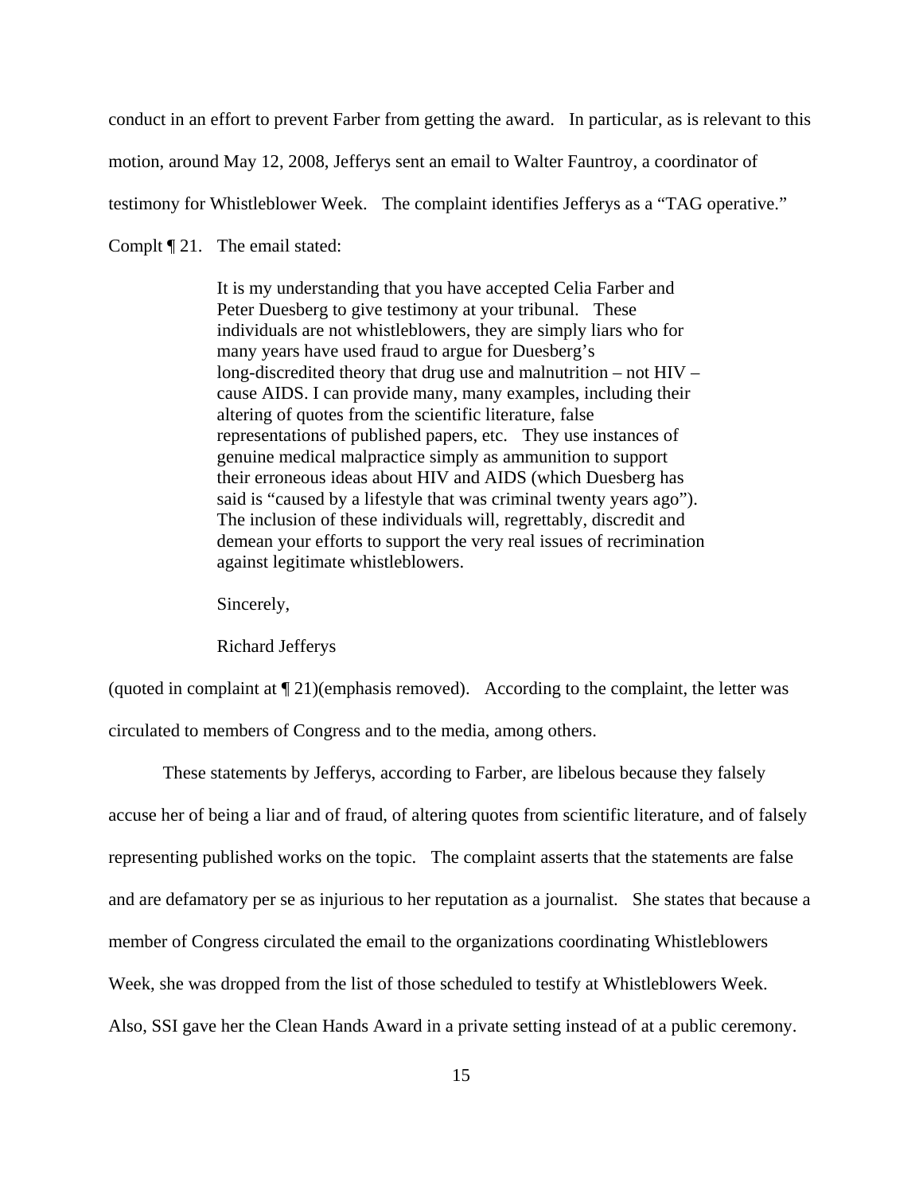conduct in an effort to prevent Farber from getting the award. In particular, as is relevant to this motion, around May 12, 2008, Jefferys sent an email to Walter Fauntroy, a coordinator of testimony for Whistleblower Week. The complaint identifies Jefferys as a "TAG operative." Complt ¶ 21. The email stated:

> It is my understanding that you have accepted Celia Farber and Peter Duesberg to give testimony at your tribunal. These individuals are not whistleblowers, they are simply liars who for many years have used fraud to argue for Duesberg's long-discredited theory that drug use and malnutrition – not HIV – cause AIDS. I can provide many, many examples, including their altering of quotes from the scientific literature, false representations of published papers, etc. They use instances of genuine medical malpractice simply as ammunition to support their erroneous ideas about HIV and AIDS (which Duesberg has said is "caused by a lifestyle that was criminal twenty years ago"). The inclusion of these individuals will, regrettably, discredit and demean your efforts to support the very real issues of recrimination against legitimate whistleblowers.
>
> Sincerely,
>
> Richard Jefferys

(quoted in complaint at ¶ 21)(emphasis removed). According to the complaint, the letter was circulated to members of Congress and to the media, among others.

These statements by Jefferys, according to Farber, are libelous because they falsely accuse her of being a liar and of fraud, of altering quotes from scientific literature, and of falsely representing published works on the topic. The complaint asserts that the statements are false and are defamatory per se as injurious to her reputation as a journalist. She states that because a member of Congress circulated the email to the organizations coordinating Whistleblowers Week, she was dropped from the list of those scheduled to testify at Whistleblowers Week. Also, SSI gave her the Clean Hands Award in a private setting instead of at a public ceremony.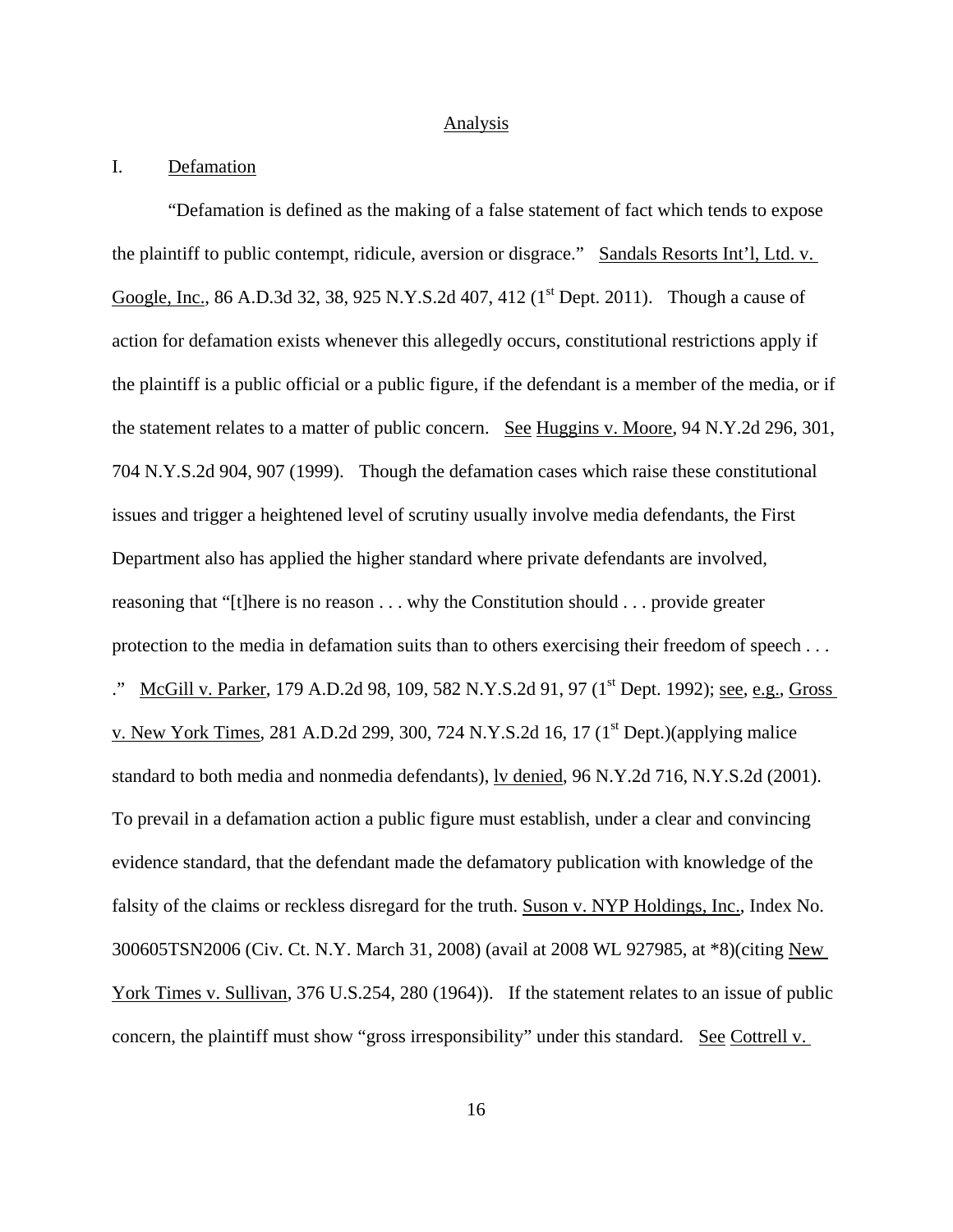## Analysis

### I. Defamation

"Defamation is defined as the making of a false statement of fact which tends to expose the plaintiff to public contempt, ridicule, aversion or disgrace." Sandals Resorts Int'l, Ltd. v. Google, Inc., 86 A.D.3d 32, 38, 925 N.Y.S.2d 407, 412 (1st Dept. 2011). Though a cause of action for defamation exists whenever this allegedly occurs, constitutional restrictions apply if the plaintiff is a public official or a public figure, if the defendant is a member of the media, or if the statement relates to a matter of public concern. See Huggins v. Moore, 94 N.Y.2d 296, 301, 704 N.Y.S.2d 904, 907 (1999). Though the defamation cases which raise these constitutional issues and trigger a heightened level of scrutiny usually involve media defendants, the First Department also has applied the higher standard where private defendants are involved, reasoning that "[t]here is no reason . . . why the Constitution should . . . provide greater protection to the media in defamation suits than to others exercising their freedom of speech . . . ." McGill v. Parker, 179 A.D.2d 98, 109, 582 N.Y.S.2d 91, 97 (1st Dept. 1992); see, e.g., Gross v. New York Times, 281 A.D.2d 299, 300, 724 N.Y.S.2d 16, 17 (1st Dept.)(applying malice standard to both media and nonmedia defendants), lv denied, 96 N.Y.2d 716, N.Y.S.2d (2001). To prevail in a defamation action a public figure must establish, under a clear and convincing evidence standard, that the defendant made the defamatory publication with knowledge of the falsity of the claims or reckless disregard for the truth. Suson v. NYP Holdings, Inc., Index No. 300605TSN2006 (Civ. Ct. N.Y. March 31, 2008) (avail at 2008 WL 927985, at *8)(citing New York Times v. Sullivan, 376 U.S.254, 280 (1964)). If the statement relates to an issue of public concern, the plaintiff must show "gross irresponsibility" under this standard. See Cottrell v.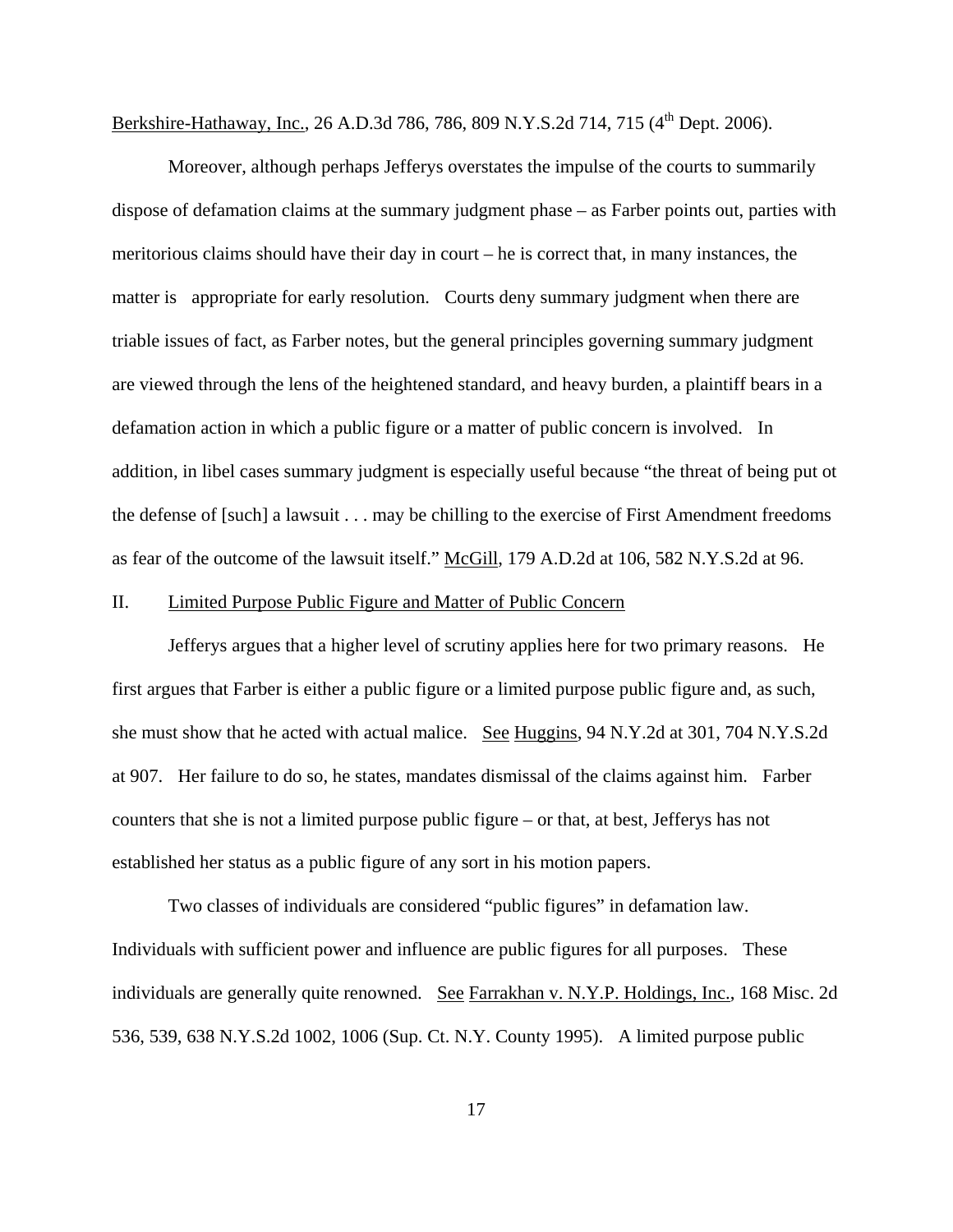Berkshire-Hathaway, Inc., 26 A.D.3d 786, 786, 809 N.Y.S.2d 714, 715 (4th Dept. 2006).

Moreover, although perhaps Jefferys overstates the impulse of the courts to summarily dispose of defamation claims at the summary judgment phase – as Farber points out, parties with meritorious claims should have their day in court – he is correct that, in many instances, the matter is appropriate for early resolution. Courts deny summary judgment when there are triable issues of fact, as Farber notes, but the general principles governing summary judgment are viewed through the lens of the heightened standard, and heavy burden, a plaintiff bears in a defamation action in which a public figure or a matter of public concern is involved. In addition, in libel cases summary judgment is especially useful because "the threat of being put ot the defense of [such] a lawsuit . . . may be chilling to the exercise of First Amendment freedoms as fear of the outcome of the lawsuit itself." McGill, 179 A.D.2d at 106, 582 N.Y.S.2d at 96.

II. Limited Purpose Public Figure and Matter of Public Concern

Jefferys argues that a higher level of scrutiny applies here for two primary reasons. He first argues that Farber is either a public figure or a limited purpose public figure and, as such, she must show that he acted with actual malice. See Huggins, 94 N.Y.2d at 301, 704 N.Y.S.2d at 907. Her failure to do so, he states, mandates dismissal of the claims against him. Farber counters that she is not a limited purpose public figure – or that, at best, Jefferys has not established her status as a public figure of any sort in his motion papers.

Two classes of individuals are considered "public figures" in defamation law. Individuals with sufficient power and influence are public figures for all purposes. These individuals are generally quite renowned. See Farrakhan v. N.Y.P. Holdings, Inc., 168 Misc. 2d 536, 539, 638 N.Y.S.2d 1002, 1006 (Sup. Ct. N.Y. County 1995). A limited purpose public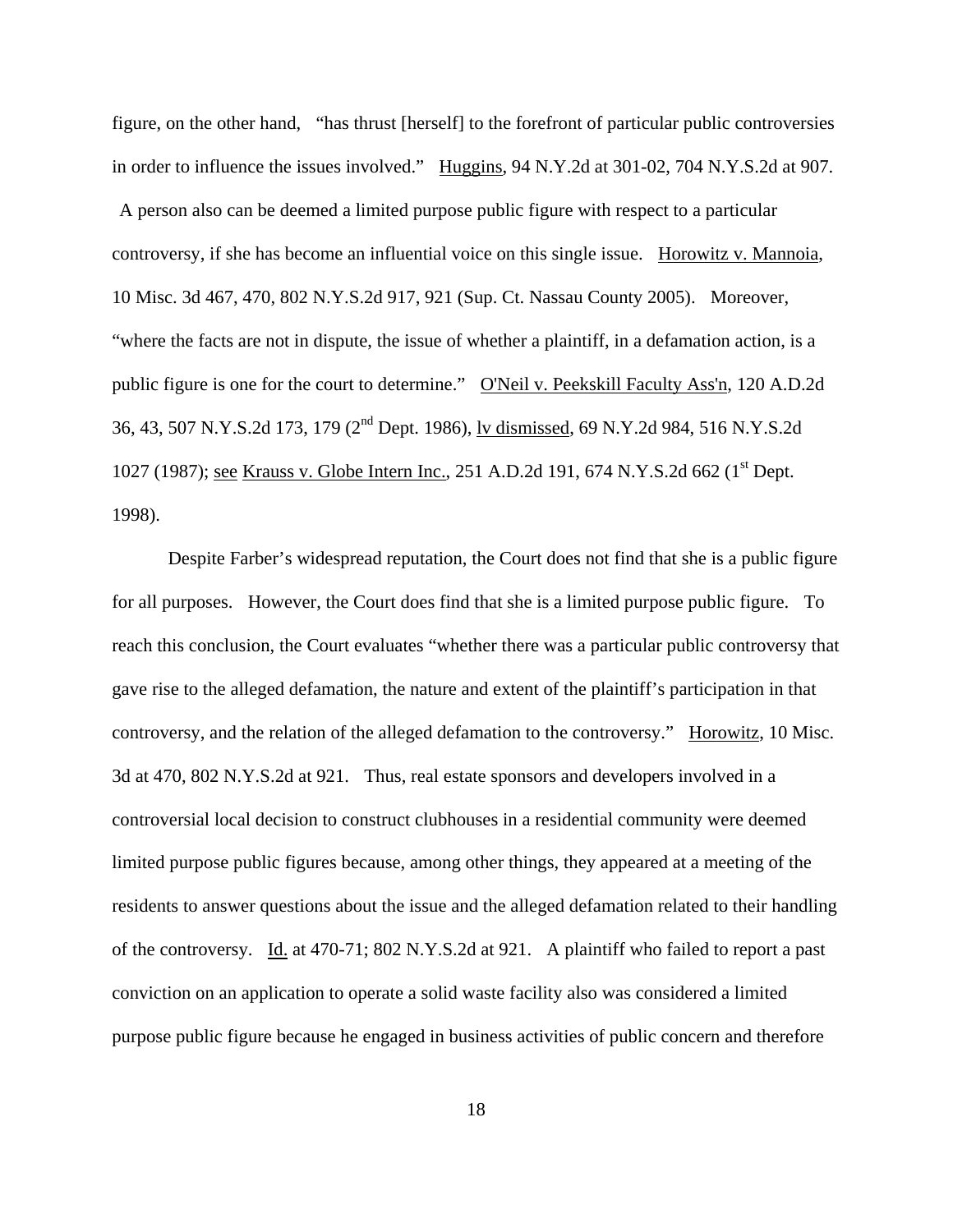figure, on the other hand, "has thrust [herself] to the forefront of particular public controversies in order to influence the issues involved." Huggins, 94 N.Y.2d at 301-02, 704 N.Y.S.2d at 907. A person also can be deemed a limited purpose public figure with respect to a particular controversy, if she has become an influential voice on this single issue. Horowitz v. Mannoia, 10 Misc. 3d 467, 470, 802 N.Y.S.2d 917, 921 (Sup. Ct. Nassau County 2005). Moreover, "where the facts are not in dispute, the issue of whether a plaintiff, in a defamation action, is a public figure is one for the court to determine." O'Neil v. Peekskill Faculty Ass'n, 120 A.D.2d 36, 43, 507 N.Y.S.2d 173, 179 (2nd Dept. 1986), lv dismissed, 69 N.Y.2d 984, 516 N.Y.S.2d 1027 (1987); see Krauss v. Globe Intern Inc., 251 A.D.2d 191, 674 N.Y.S.2d 662 (1st Dept. 1998).

Despite Farber's widespread reputation, the Court does not find that she is a public figure for all purposes. However, the Court does find that she is a limited purpose public figure. To reach this conclusion, the Court evaluates "whether there was a particular public controversy that gave rise to the alleged defamation, the nature and extent of the plaintiff's participation in that controversy, and the relation of the alleged defamation to the controversy." Horowitz, 10 Misc. 3d at 470, 802 N.Y.S.2d at 921. Thus, real estate sponsors and developers involved in a controversial local decision to construct clubhouses in a residential community were deemed limited purpose public figures because, among other things, they appeared at a meeting of the residents to answer questions about the issue and the alleged defamation related to their handling of the controversy. Id. at 470-71; 802 N.Y.S.2d at 921. A plaintiff who failed to report a past conviction on an application to operate a solid waste facility also was considered a limited purpose public figure because he engaged in business activities of public concern and therefore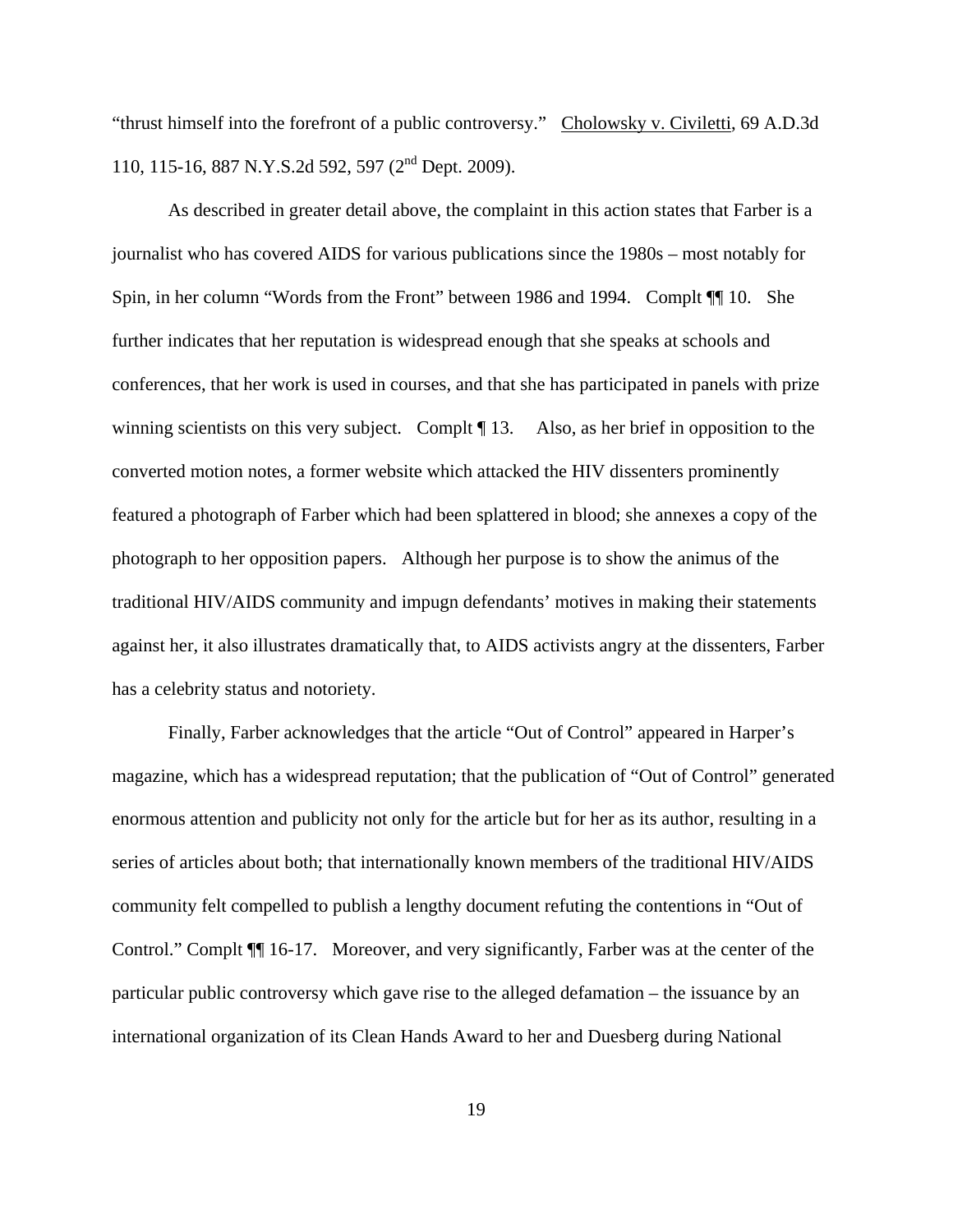"thrust himself into the forefront of a public controversy." Cholowsky v. Civiletti, 69 A.D.3d 110, 115-16, 887 N.Y.S.2d 592, 597 (2nd Dept. 2009).

As described in greater detail above, the complaint in this action states that Farber is a journalist who has covered AIDS for various publications since the 1980s – most notably for Spin, in her column "Words from the Front" between 1986 and 1994. Complt ¶¶ 10. She further indicates that her reputation is widespread enough that she speaks at schools and conferences, that her work is used in courses, and that she has participated in panels with prize winning scientists on this very subject. Complt ¶ 13. Also, as her brief in opposition to the converted motion notes, a former website which attacked the HIV dissenters prominently featured a photograph of Farber which had been splattered in blood; she annexes a copy of the photograph to her opposition papers. Although her purpose is to show the animus of the traditional HIV/AIDS community and impugn defendants' motives in making their statements against her, it also illustrates dramatically that, to AIDS activists angry at the dissenters, Farber has a celebrity status and notoriety.

Finally, Farber acknowledges that the article "Out of Control" appeared in Harper's magazine, which has a widespread reputation; that the publication of "Out of Control" generated enormous attention and publicity not only for the article but for her as its author, resulting in a series of articles about both; that internationally known members of the traditional HIV/AIDS community felt compelled to publish a lengthy document refuting the contentions in "Out of Control." Complt ¶¶ 16-17. Moreover, and very significantly, Farber was at the center of the particular public controversy which gave rise to the alleged defamation – the issuance by an international organization of its Clean Hands Award to her and Duesberg during National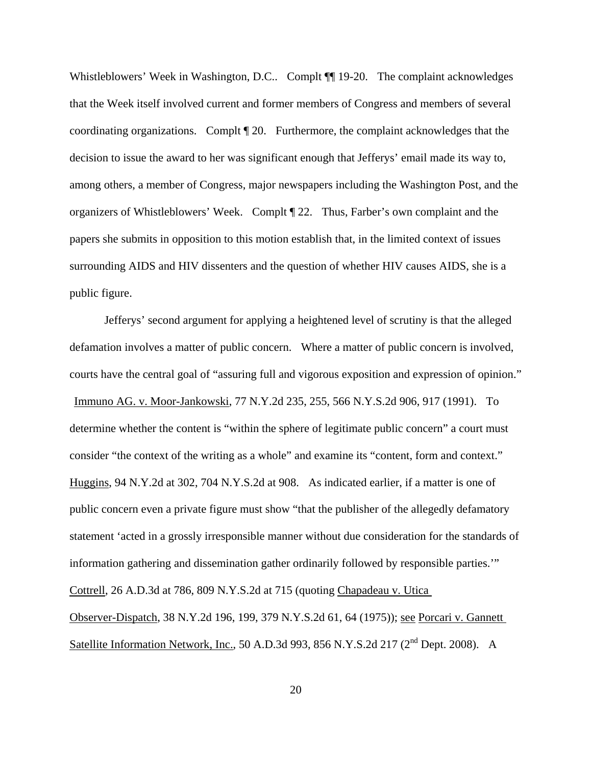Whistleblowers' Week in Washington, D.C.. Complt ¶¶ 19-20. The complaint acknowledges that the Week itself involved current and former members of Congress and members of several coordinating organizations. Complt ¶ 20. Furthermore, the complaint acknowledges that the decision to issue the award to her was significant enough that Jefferys' email made its way to, among others, a member of Congress, major newspapers including the Washington Post, and the organizers of Whistleblowers' Week. Complt ¶ 22. Thus, Farber's own complaint and the papers she submits in opposition to this motion establish that, in the limited context of issues surrounding AIDS and HIV dissenters and the question of whether HIV causes AIDS, she is a public figure.

Jefferys' second argument for applying a heightened level of scrutiny is that the alleged defamation involves a matter of public concern. Where a matter of public concern is involved, courts have the central goal of "assuring full and vigorous exposition and expression of opinion." Immuno AG. v. Moor-Jankowski, 77 N.Y.2d 235, 255, 566 N.Y.S.2d 906, 917 (1991). To determine whether the content is "within the sphere of legitimate public concern" a court must consider "the context of the writing as a whole" and examine its "content, form and context." Huggins, 94 N.Y.2d at 302, 704 N.Y.S.2d at 908. As indicated earlier, if a matter is one of public concern even a private figure must show "that the publisher of the allegedly defamatory statement 'acted in a grossly irresponsible manner without due consideration for the standards of information gathering and dissemination gather ordinarily followed by responsible parties.'" Cottrell, 26 A.D.3d at 786, 809 N.Y.S.2d at 715 (quoting Chapadeau v. Utica Observer-Dispatch, 38 N.Y.2d 196, 199, 379 N.Y.S.2d 61, 64 (1975)); see Porcari v. Gannett Satellite Information Network, Inc., 50 A.D.3d 993, 856 N.Y.S.2d 217 (2nd Dept. 2008). A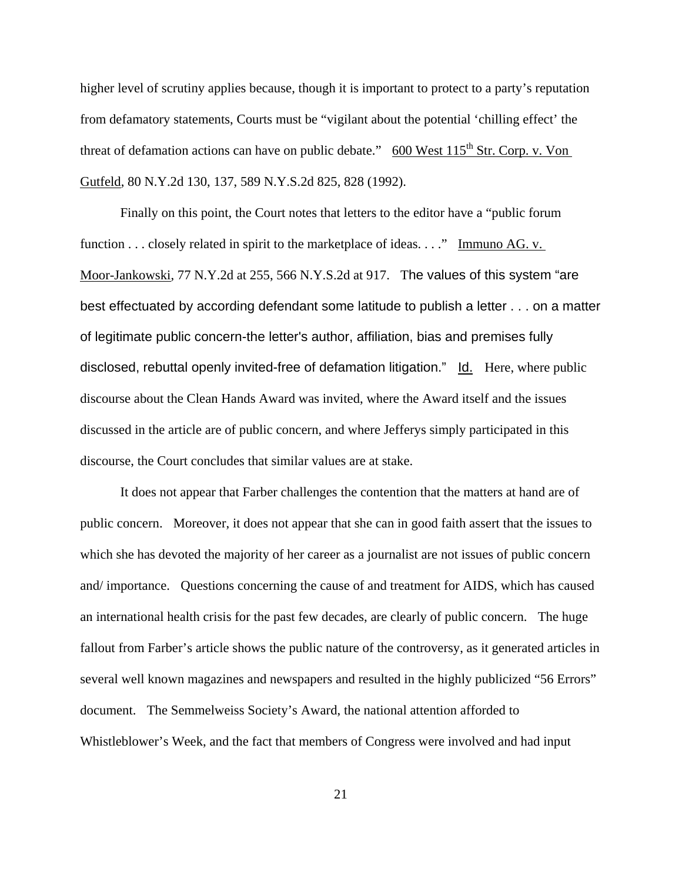higher level of scrutiny applies because, though it is important to protect to a party's reputation from defamatory statements, Courts must be "vigilant about the potential 'chilling effect' the threat of defamation actions can have on public debate." 600 West 115th Str. Corp. v. Von Gutfeld, 80 N.Y.2d 130, 137, 589 N.Y.S.2d 825, 828 (1992).

Finally on this point, the Court notes that letters to the editor have a "public forum function . . . closely related in spirit to the marketplace of ideas. . . ." Immuno AG. v. Moor-Jankowski, 77 N.Y.2d at 255, 566 N.Y.S.2d at 917. The values of this system "are best effectuated by according defendant some latitude to publish a letter . . . on a matter of legitimate public concern-the letter's author, affiliation, bias and premises fully disclosed, rebuttal openly invited-free of defamation litigation." Id. Here, where public discourse about the Clean Hands Award was invited, where the Award itself and the issues discussed in the article are of public concern, and where Jefferys simply participated in this discourse, the Court concludes that similar values are at stake.

It does not appear that Farber challenges the contention that the matters at hand are of public concern. Moreover, it does not appear that she can in good faith assert that the issues to which she has devoted the majority of her career as a journalist are not issues of public concern and/ importance. Questions concerning the cause of and treatment for AIDS, which has caused an international health crisis for the past few decades, are clearly of public concern. The huge fallout from Farber's article shows the public nature of the controversy, as it generated articles in several well known magazines and newspapers and resulted in the highly publicized "56 Errors" document. The Semmelweiss Society's Award, the national attention afforded to Whistleblower's Week, and the fact that members of Congress were involved and had input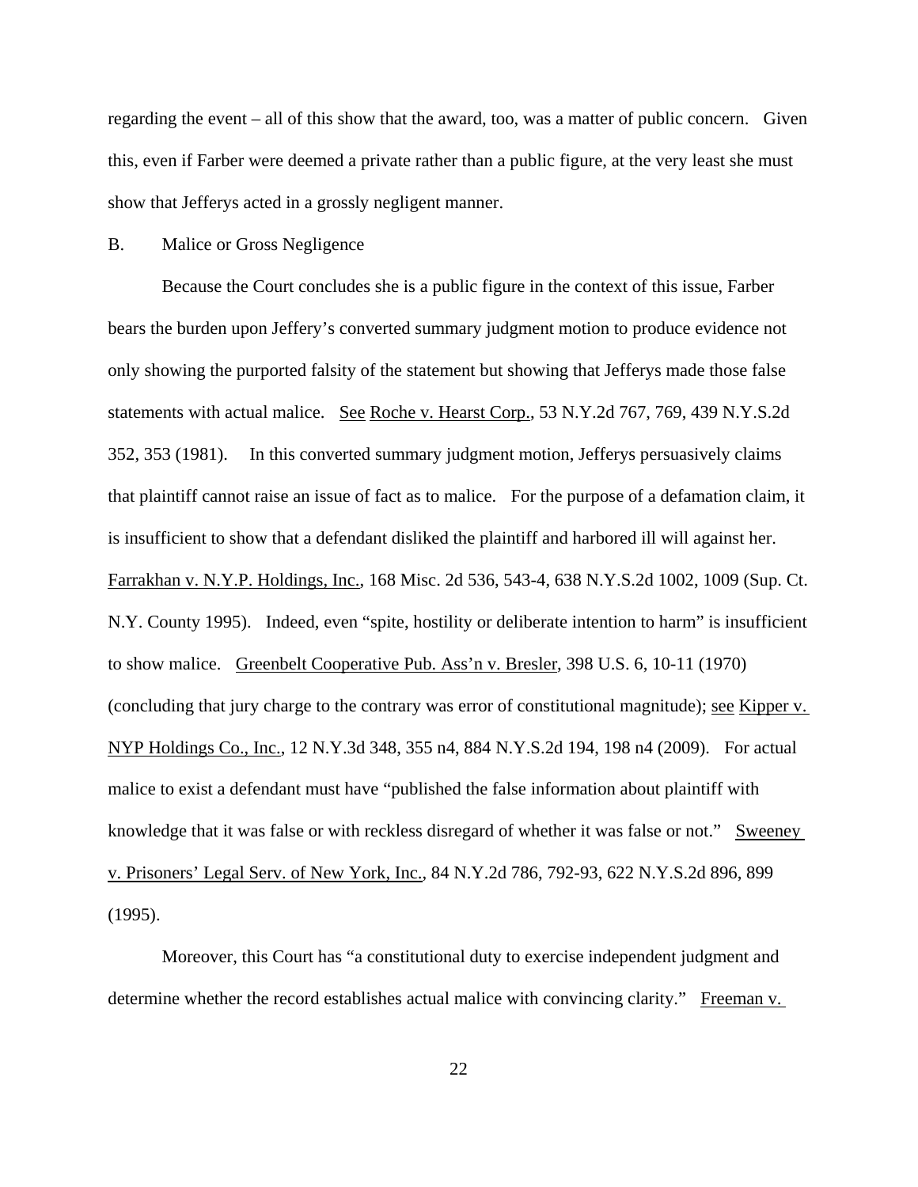regarding the event – all of this show that the award, too, was a matter of public concern. Given this, even if Farber were deemed a private rather than a public figure, at the very least she must show that Jefferys acted in a grossly negligent manner.

B. Malice or Gross Negligence

Because the Court concludes she is a public figure in the context of this issue, Farber bears the burden upon Jeffery's converted summary judgment motion to produce evidence not only showing the purported falsity of the statement but showing that Jefferys made those false statements with actual malice. See Roche v. Hearst Corp., 53 N.Y.2d 767, 769, 439 N.Y.S.2d 352, 353 (1981). In this converted summary judgment motion, Jefferys persuasively claims that plaintiff cannot raise an issue of fact as to malice. For the purpose of a defamation claim, it is insufficient to show that a defendant disliked the plaintiff and harbored ill will against her. Farrakhan v. N.Y.P. Holdings, Inc., 168 Misc. 2d 536, 543-4, 638 N.Y.S.2d 1002, 1009 (Sup. Ct. N.Y. County 1995). Indeed, even "spite, hostility or deliberate intention to harm" is insufficient to show malice. Greenbelt Cooperative Pub. Ass'n v. Bresler, 398 U.S. 6, 10-11 (1970) (concluding that jury charge to the contrary was error of constitutional magnitude); see Kipper v. NYP Holdings Co., Inc., 12 N.Y.3d 348, 355 n4, 884 N.Y.S.2d 194, 198 n4 (2009). For actual malice to exist a defendant must have "published the false information about plaintiff with knowledge that it was false or with reckless disregard of whether it was false or not." Sweeney v. Prisoners' Legal Serv. of New York, Inc., 84 N.Y.2d 786, 792-93, 622 N.Y.S.2d 896, 899 (1995).

Moreover, this Court has "a constitutional duty to exercise independent judgment and determine whether the record establishes actual malice with convincing clarity." Freeman v.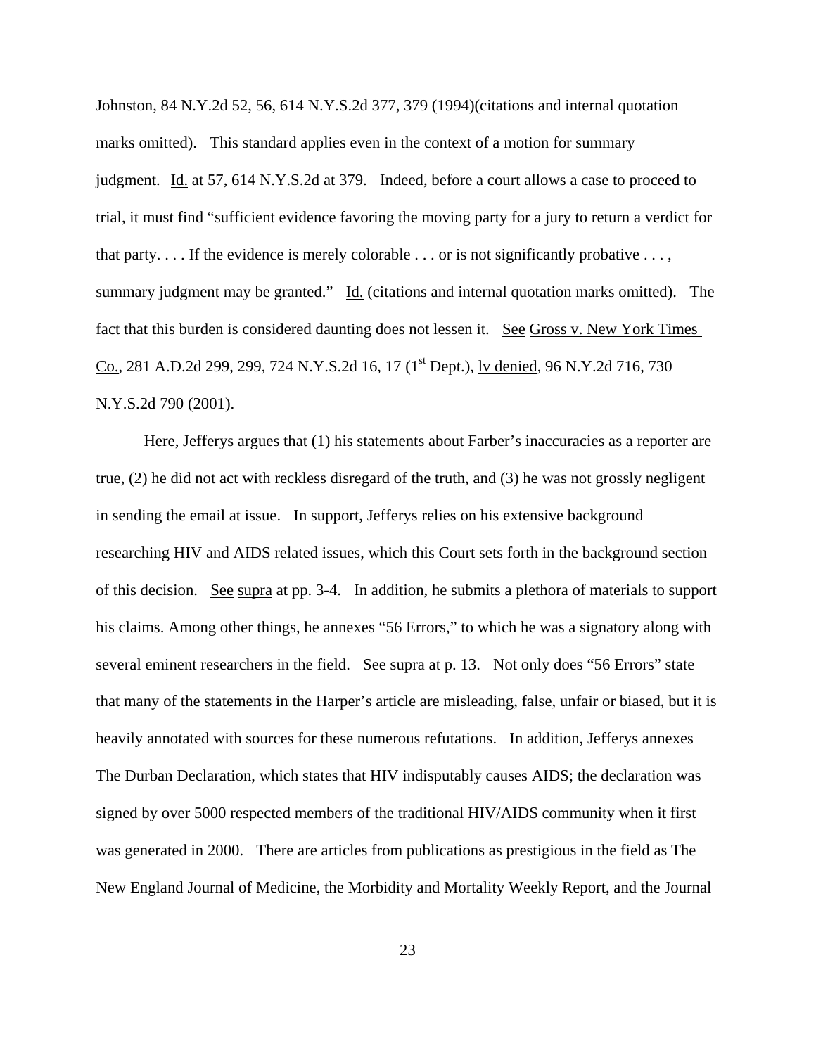Johnston, 84 N.Y.2d 52, 56, 614 N.Y.S.2d 377, 379 (1994)(citations and internal quotation marks omitted). This standard applies even in the context of a motion for summary judgment. Id. at 57, 614 N.Y.S.2d at 379. Indeed, before a court allows a case to proceed to trial, it must find "sufficient evidence favoring the moving party for a jury to return a verdict for that party. . . . If the evidence is merely colorable . . . or is not significantly probative . . . , summary judgment may be granted." Id. (citations and internal quotation marks omitted). The fact that this burden is considered daunting does not lessen it. See Gross v. New York Times Co., 281 A.D.2d 299, 299, 724 N.Y.S.2d 16, 17 (1st Dept.), lv denied, 96 N.Y.2d 716, 730 N.Y.S.2d 790 (2001).

Here, Jefferys argues that (1) his statements about Farber's inaccuracies as a reporter are true, (2) he did not act with reckless disregard of the truth, and (3) he was not grossly negligent in sending the email at issue. In support, Jefferys relies on his extensive background researching HIV and AIDS related issues, which this Court sets forth in the background section of this decision. See supra at pp. 3-4. In addition, he submits a plethora of materials to support his claims. Among other things, he annexes "56 Errors," to which he was a signatory along with several eminent researchers in the field. See supra at p. 13. Not only does "56 Errors" state that many of the statements in the Harper's article are misleading, false, unfair or biased, but it is heavily annotated with sources for these numerous refutations. In addition, Jefferys annexes The Durban Declaration, which states that HIV indisputably causes AIDS; the declaration was signed by over 5000 respected members of the traditional HIV/AIDS community when it first was generated in 2000. There are articles from publications as prestigious in the field as The New England Journal of Medicine, the Morbidity and Mortality Weekly Report, and the Journal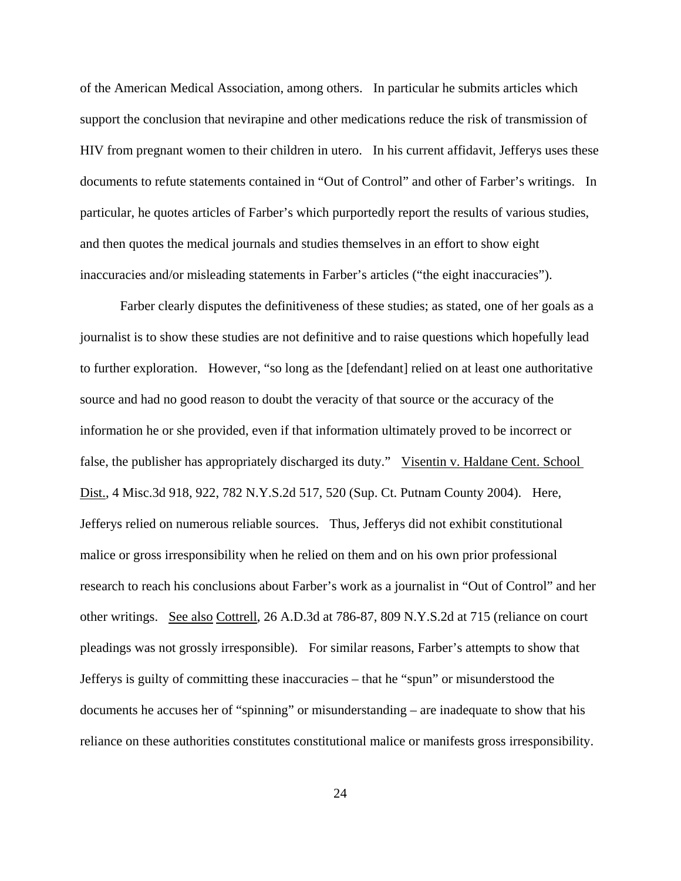of the American Medical Association, among others. In particular he submits articles which support the conclusion that nevirapine and other medications reduce the risk of transmission of HIV from pregnant women to their children in utero. In his current affidavit, Jefferys uses these documents to refute statements contained in "Out of Control" and other of Farber's writings. In particular, he quotes articles of Farber's which purportedly report the results of various studies, and then quotes the medical journals and studies themselves in an effort to show eight inaccuracies and/or misleading statements in Farber's articles ("the eight inaccuracies").

Farber clearly disputes the definitiveness of these studies; as stated, one of her goals as a journalist is to show these studies are not definitive and to raise questions which hopefully lead to further exploration. However, "so long as the [defendant] relied on at least one authoritative source and had no good reason to doubt the veracity of that source or the accuracy of the information he or she provided, even if that information ultimately proved to be incorrect or false, the publisher has appropriately discharged its duty." Visentin v. Haldane Cent. School Dist., 4 Misc.3d 918, 922, 782 N.Y.S.2d 517, 520 (Sup. Ct. Putnam County 2004). Here, Jefferys relied on numerous reliable sources. Thus, Jefferys did not exhibit constitutional malice or gross irresponsibility when he relied on them and on his own prior professional research to reach his conclusions about Farber's work as a journalist in "Out of Control" and her other writings. See also Cottrell, 26 A.D.3d at 786-87, 809 N.Y.S.2d at 715 (reliance on court pleadings was not grossly irresponsible). For similar reasons, Farber's attempts to show that Jefferys is guilty of committing these inaccuracies – that he "spun" or misunderstood the documents he accuses her of "spinning" or misunderstanding – are inadequate to show that his reliance on these authorities constitutes constitutional malice or manifests gross irresponsibility.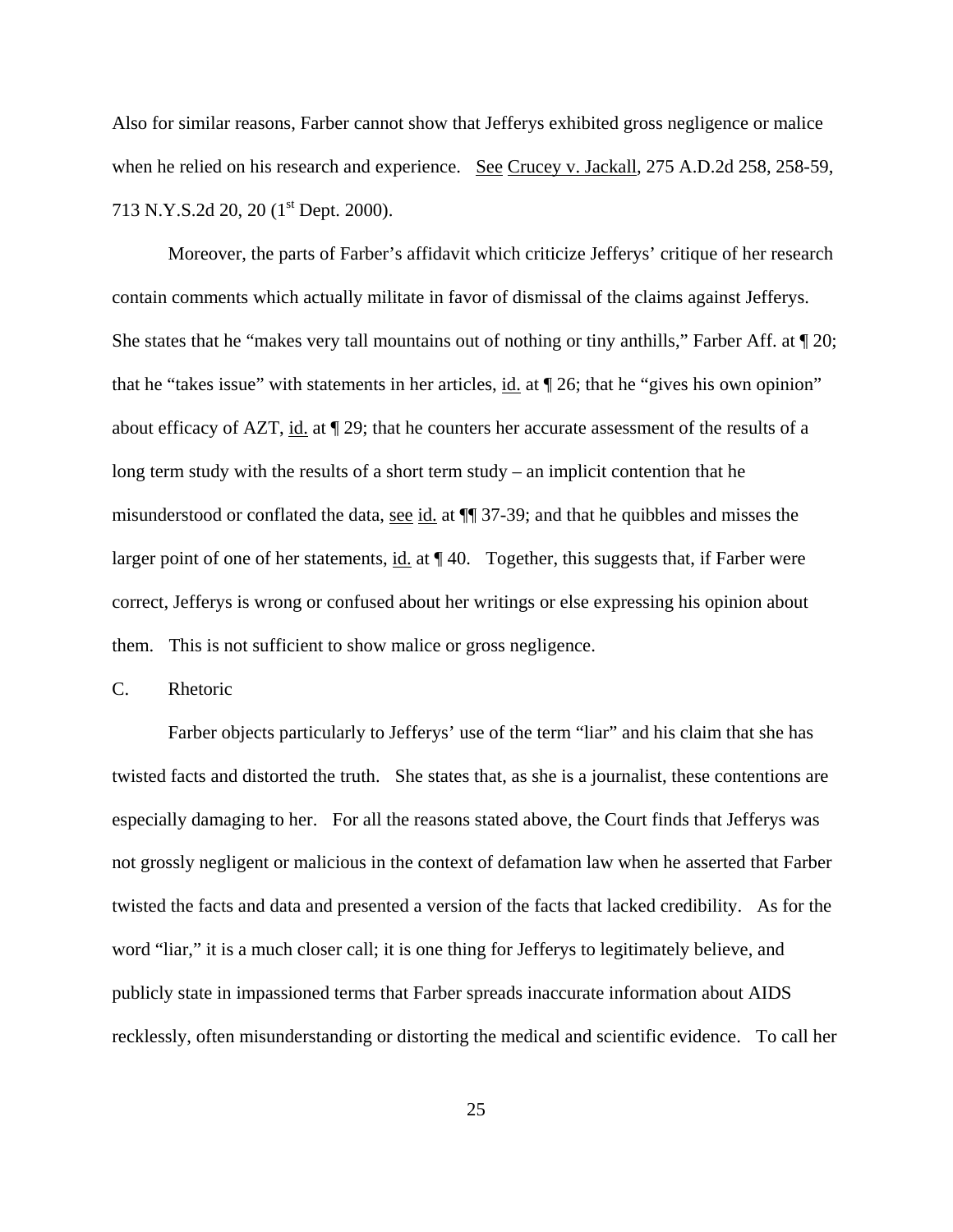Also for similar reasons, Farber cannot show that Jefferys exhibited gross negligence or malice when he relied on his research and experience. See Crucey v. Jackall, 275 A.D.2d 258, 258-59, 713 N.Y.S.2d 20, 20 (1st Dept. 2000).

Moreover, the parts of Farber's affidavit which criticize Jefferys' critique of her research contain comments which actually militate in favor of dismissal of the claims against Jefferys. She states that he "makes very tall mountains out of nothing or tiny anthills," Farber Aff. at ¶ 20; that he "takes issue" with statements in her articles, id. at ¶ 26; that he "gives his own opinion" about efficacy of AZT, id. at ¶ 29; that he counters her accurate assessment of the results of a long term study with the results of a short term study – an implicit contention that he misunderstood or conflated the data, see id. at ¶¶ 37-39; and that he quibbles and misses the larger point of one of her statements, id. at ¶ 40. Together, this suggests that, if Farber were correct, Jefferys is wrong or confused about her writings or else expressing his opinion about them. This is not sufficient to show malice or gross negligence.

C. Rhetoric

Farber objects particularly to Jefferys' use of the term "liar" and his claim that she has twisted facts and distorted the truth. She states that, as she is a journalist, these contentions are especially damaging to her. For all the reasons stated above, the Court finds that Jefferys was not grossly negligent or malicious in the context of defamation law when he asserted that Farber twisted the facts and data and presented a version of the facts that lacked credibility. As for the word "liar," it is a much closer call; it is one thing for Jefferys to legitimately believe, and publicly state in impassioned terms that Farber spreads inaccurate information about AIDS recklessly, often misunderstanding or distorting the medical and scientific evidence. To call her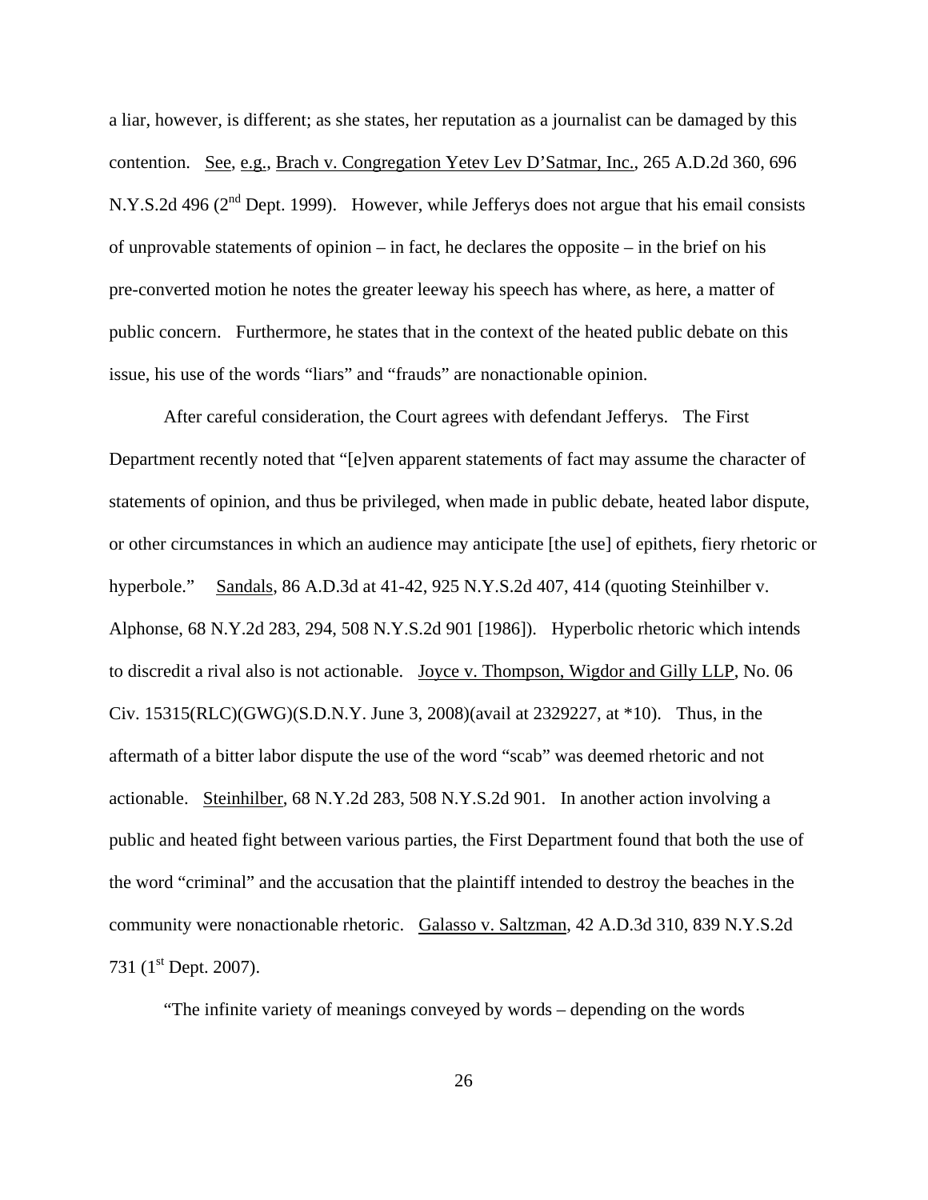a liar, however, is different; as she states, her reputation as a journalist can be damaged by this contention. See, e.g., Brach v. Congregation Yetev Lev D'Satmar, Inc., 265 A.D.2d 360, 696 N.Y.S.2d 496 (2nd Dept. 1999). However, while Jefferys does not argue that his email consists of unprovable statements of opinion – in fact, he declares the opposite – in the brief on his pre-converted motion he notes the greater leeway his speech has where, as here, a matter of public concern. Furthermore, he states that in the context of the heated public debate on this issue, his use of the words "liars" and "frauds" are nonactionable opinion.

After careful consideration, the Court agrees with defendant Jefferys. The First Department recently noted that "[e]ven apparent statements of fact may assume the character of statements of opinion, and thus be privileged, when made in public debate, heated labor dispute, or other circumstances in which an audience may anticipate [the use] of epithets, fiery rhetoric or hyperbole." Sandals, 86 A.D.3d at 41-42, 925 N.Y.S.2d 407, 414 (quoting Steinhilber v. Alphonse, 68 N.Y.2d 283, 294, 508 N.Y.S.2d 901 [1986]). Hyperbolic rhetoric which intends to discredit a rival also is not actionable. Joyce v. Thompson, Wigdor and Gilly LLP, No. 06 Civ. 15315(RLC)(GWG)(S.D.N.Y. June 3, 2008)(avail at 2329227, at *10). Thus, in the aftermath of a bitter labor dispute the use of the word "scab" was deemed rhetoric and not actionable. Steinhilber, 68 N.Y.2d 283, 508 N.Y.S.2d 901. In another action involving a public and heated fight between various parties, the First Department found that both the use of the word "criminal" and the accusation that the plaintiff intended to destroy the beaches in the community were nonactionable rhetoric. Galasso v. Saltzman, 42 A.D.3d 310, 839 N.Y.S.2d 731 (1st Dept. 2007).

"The infinite variety of meanings conveyed by words – depending on the words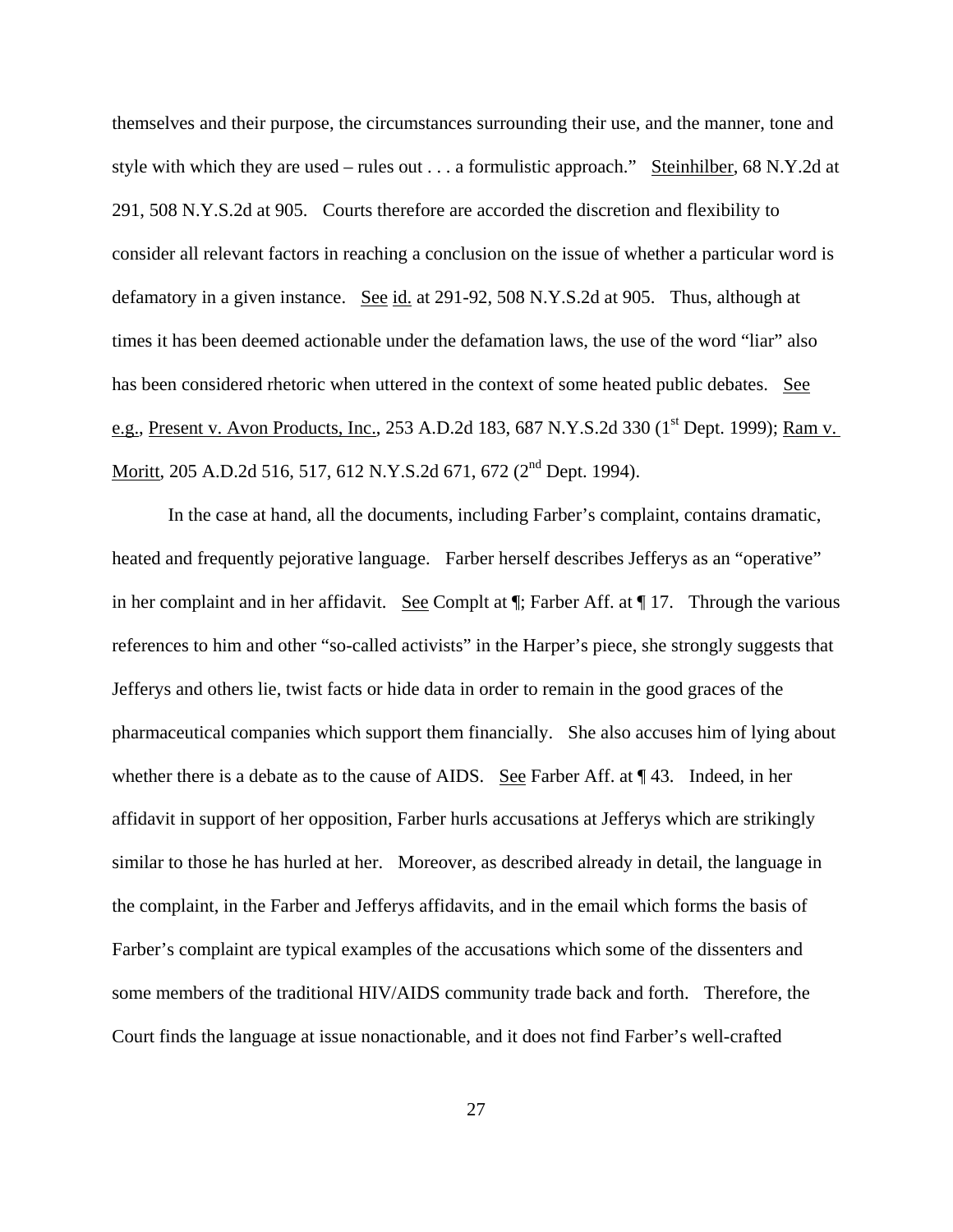themselves and their purpose, the circumstances surrounding their use, and the manner, tone and style with which they are used – rules out . . . a formulistic approach." Steinhilber, 68 N.Y.2d at 291, 508 N.Y.S.2d at 905. Courts therefore are accorded the discretion and flexibility to consider all relevant factors in reaching a conclusion on the issue of whether a particular word is defamatory in a given instance. See id. at 291-92, 508 N.Y.S.2d at 905. Thus, although at times it has been deemed actionable under the defamation laws, the use of the word "liar" also has been considered rhetoric when uttered in the context of some heated public debates. See e.g., Present v. Avon Products, Inc., 253 A.D.2d 183, 687 N.Y.S.2d 330 (1st Dept. 1999); Ram v. Moritt, 205 A.D.2d 516, 517, 612 N.Y.S.2d 671, 672 (2nd Dept. 1994).

In the case at hand, all the documents, including Farber's complaint, contains dramatic, heated and frequently pejorative language. Farber herself describes Jefferys as an "operative" in her complaint and in her affidavit. See Complt at ¶; Farber Aff. at ¶ 17. Through the various references to him and other "so-called activists" in the Harper's piece, she strongly suggests that Jefferys and others lie, twist facts or hide data in order to remain in the good graces of the pharmaceutical companies which support them financially. She also accuses him of lying about whether there is a debate as to the cause of AIDS. See Farber Aff. at ¶ 43. Indeed, in her affidavit in support of her opposition, Farber hurls accusations at Jefferys which are strikingly similar to those he has hurled at her. Moreover, as described already in detail, the language in the complaint, in the Farber and Jefferys affidavits, and in the email which forms the basis of Farber's complaint are typical examples of the accusations which some of the dissenters and some members of the traditional HIV/AIDS community trade back and forth. Therefore, the Court finds the language at issue nonactionable, and it does not find Farber's well-crafted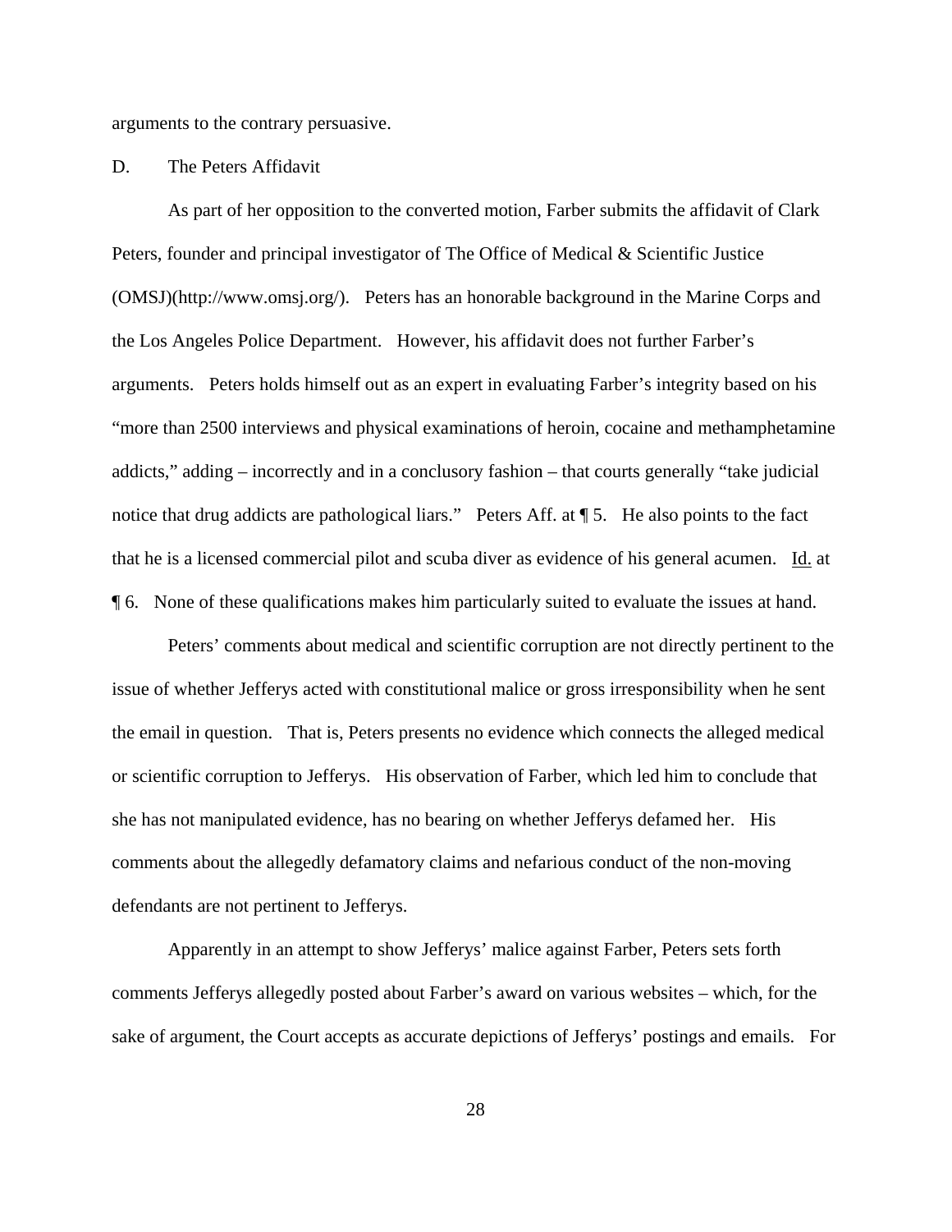arguments to the contrary persuasive.

D. The Peters Affidavit

As part of her opposition to the converted motion, Farber submits the affidavit of Clark Peters, founder and principal investigator of The Office of Medical & Scientific Justice (OMSJ)(http://www.omsj.org/). Peters has an honorable background in the Marine Corps and the Los Angeles Police Department. However, his affidavit does not further Farber's arguments. Peters holds himself out as an expert in evaluating Farber's integrity based on his "more than 2500 interviews and physical examinations of heroin, cocaine and methamphetamine addicts," adding – incorrectly and in a conclusory fashion – that courts generally "take judicial notice that drug addicts are pathological liars." Peters Aff. at ¶ 5. He also points to the fact that he is a licensed commercial pilot and scuba diver as evidence of his general acumen. Id. at ¶ 6. None of these qualifications makes him particularly suited to evaluate the issues at hand.

Peters' comments about medical and scientific corruption are not directly pertinent to the issue of whether Jefferys acted with constitutional malice or gross irresponsibility when he sent the email in question. That is, Peters presents no evidence which connects the alleged medical or scientific corruption to Jefferys. His observation of Farber, which led him to conclude that she has not manipulated evidence, has no bearing on whether Jefferys defamed her. His comments about the allegedly defamatory claims and nefarious conduct of the non-moving defendants are not pertinent to Jefferys.

Apparently in an attempt to show Jefferys' malice against Farber, Peters sets forth comments Jefferys allegedly posted about Farber's award on various websites – which, for the sake of argument, the Court accepts as accurate depictions of Jefferys' postings and emails. For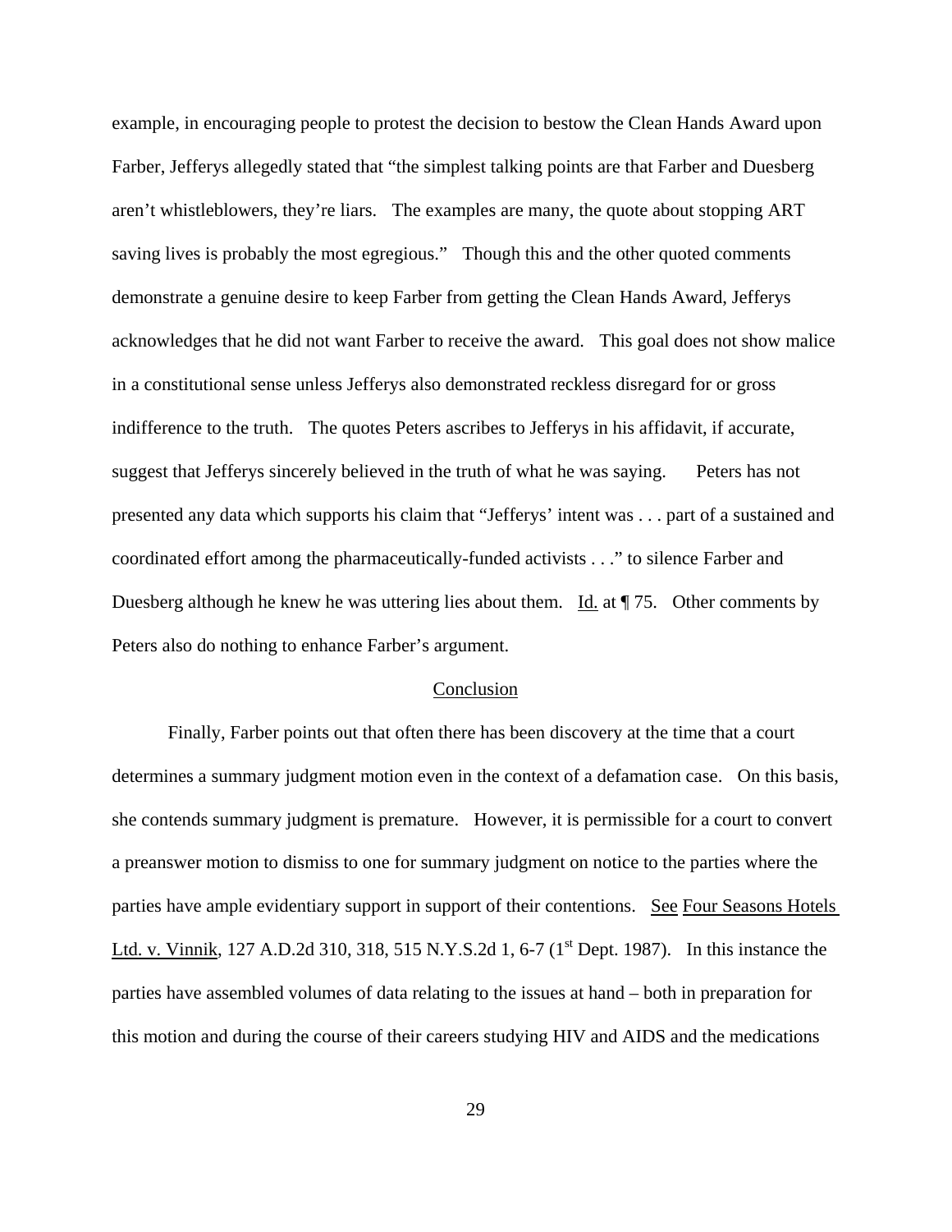example, in encouraging people to protest the decision to bestow the Clean Hands Award upon Farber, Jefferys allegedly stated that "the simplest talking points are that Farber and Duesberg aren't whistleblowers, they're liars. The examples are many, the quote about stopping ART saving lives is probably the most egregious." Though this and the other quoted comments demonstrate a genuine desire to keep Farber from getting the Clean Hands Award, Jefferys acknowledges that he did not want Farber to receive the award. This goal does not show malice in a constitutional sense unless Jefferys also demonstrated reckless disregard for or gross indifference to the truth. The quotes Peters ascribes to Jefferys in his affidavit, if accurate, suggest that Jefferys sincerely believed in the truth of what he was saying. Peters has not presented any data which supports his claim that "Jefferys' intent was . . . part of a sustained and coordinated effort among the pharmaceutically-funded activists . . ." to silence Farber and Duesberg although he knew he was uttering lies about them. Id. at ¶ 75. Other comments by Peters also do nothing to enhance Farber's argument.

## Conclusion

Finally, Farber points out that often there has been discovery at the time that a court determines a summary judgment motion even in the context of a defamation case. On this basis, she contends summary judgment is premature. However, it is permissible for a court to convert a preanswer motion to dismiss to one for summary judgment on notice to the parties where the parties have ample evidentiary support in support of their contentions. See Four Seasons Hotels Ltd. v. Vinnik, 127 A.D.2d 310, 318, 515 N.Y.S.2d 1, 6-7 (1st Dept. 1987). In this instance the parties have assembled volumes of data relating to the issues at hand – both in preparation for this motion and during the course of their careers studying HIV and AIDS and the medications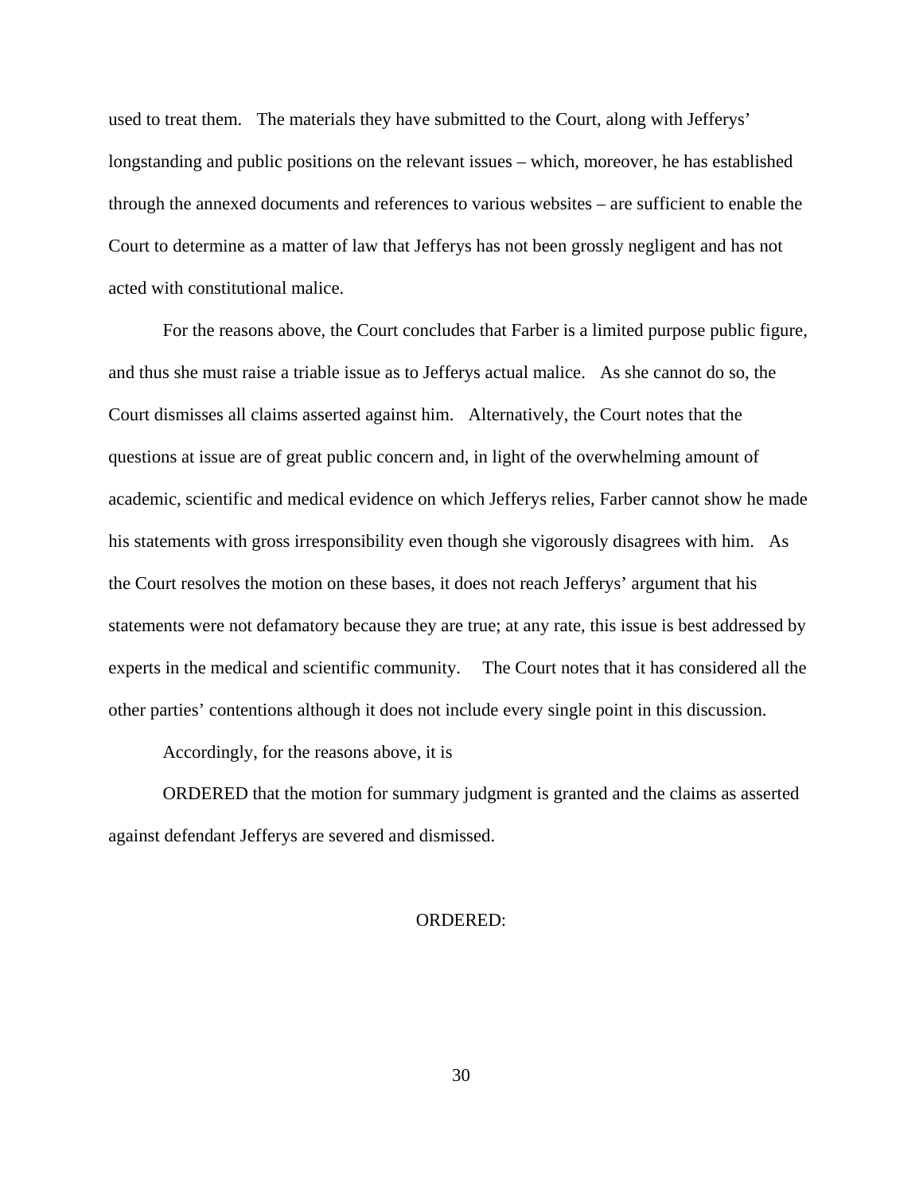used to treat them. The materials they have submitted to the Court, along with Jefferys' longstanding and public positions on the relevant issues – which, moreover, he has established through the annexed documents and references to various websites – are sufficient to enable the Court to determine as a matter of law that Jefferys has not been grossly negligent and has not acted with constitutional malice.

For the reasons above, the Court concludes that Farber is a limited purpose public figure, and thus she must raise a triable issue as to Jefferys actual malice. As she cannot do so, the Court dismisses all claims asserted against him. Alternatively, the Court notes that the questions at issue are of great public concern and, in light of the overwhelming amount of academic, scientific and medical evidence on which Jefferys relies, Farber cannot show he made his statements with gross irresponsibility even though she vigorously disagrees with him. As the Court resolves the motion on these bases, it does not reach Jefferys' argument that his statements were not defamatory because they are true; at any rate, this issue is best addressed by experts in the medical and scientific community. The Court notes that it has considered all the other parties' contentions although it does not include every single point in this discussion.

Accordingly, for the reasons above, it is

ORDERED that the motion for summary judgment is granted and the claims as asserted against defendant Jefferys are severed and dismissed.

ORDERED: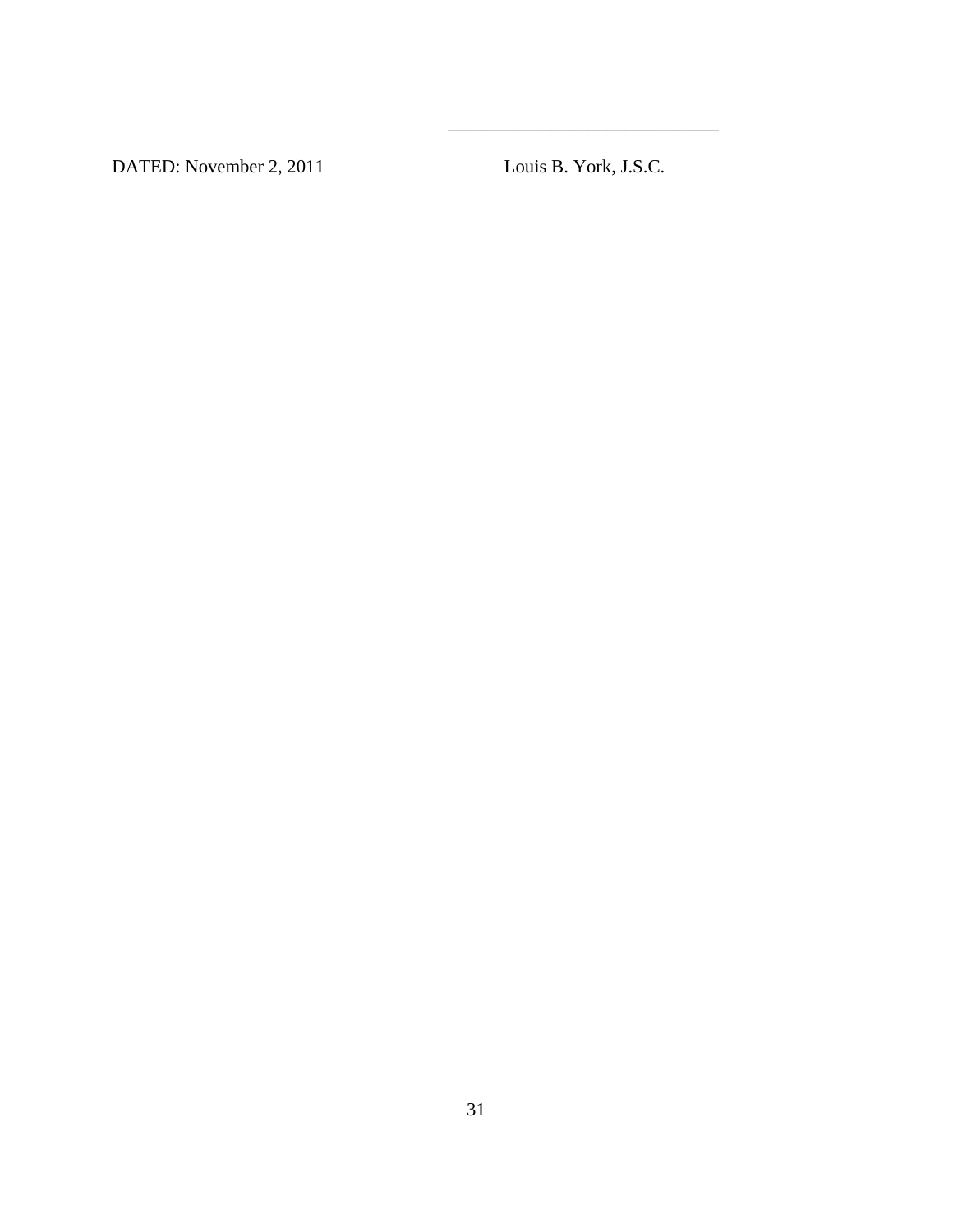\_\_\_\_\_\_\_\_\_\_\_\_\_\_\_\_\_\_\_\_\_\_\_\_\_\_\_\_\_\_

DATED: November 2, 2011 Louis B. York, J.S.C.